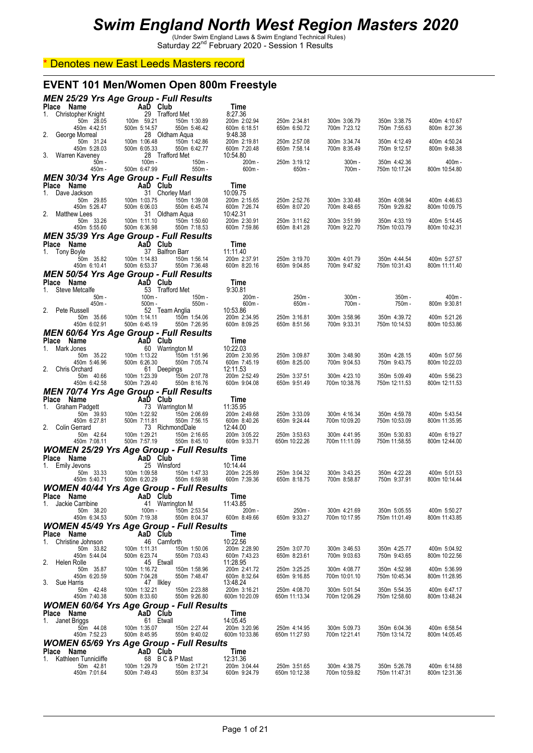# Swim England North West Region Masters 2020

(Under Swim England Laws & Swim England Technical Rules)

Saturday 22[nd] February 2020 - Session 1 Results

* Denotes new East Leeds Masters record

## EVENT 101 Men/Women Open 800m Freestyle

### MEN 25/29 Yrs Age Group - Full Results

| Place | Name | AaD | Club | Time | | | | |
|---|---|---|---|---|---|---|---|---|
| 1. | Christopher Knight | 29 | Trafford Met | 8:27.36 | | | | |
| | 50m 28.05 | 100m 59.21 | 150m 1:30.89 | 200m 2:02.94 | 250m 2:34.81 | 300m 3:06.79 | 350m 3:38.75 | 400m 4:10.67 |
| | 450m 4:42.51 | 500m 5:14.57 | 550m 5:46.42 | 600m 6:18.51 | 650m 6:50.72 | 700m 7:23.12 | 750m 7:55.63 | 800m 8:27.36 |
| 2. | George Morreal | 28 | Oldham Aqua | 9:48.38 | | | | |
| | 50m 31.24 | 100m 1:06.48 | 150m 1:42.86 | 200m 2:19.81 | 250m 2:57.08 | 300m 3:34.74 | 350m 4:12.49 | 400m 4:50.24 |
| | 450m 5:28.03 | 500m 6:05.33 | 550m 6:42.77 | 600m 7:20.48 | 650m 7:58.14 | 700m 8:35.49 | 750m 9:12.57 | 800m 9:48.38 |
| 3. | Warren Kaveney | 28 | Trafford Met | 10:54.80 | | | | |
| | 50m - | 100m - | 150m - | 200m - | 250m 3:19.12 | 300m - | 350m 4:42.36 | 400m - |
| | 450m - | 500m 6:47.99 | 550m - | 600m - | 650m - | 700m - | 750m 10:17.24 | 800m 10:54.80 |

### MEN 30/34 Yrs Age Group - Full Results

| Place | Name | AaD | Club | Time | | | | |
|---|---|---|---|---|---|---|---|---|
| 1. | Dave Jackson | 31 | Chorley Marl | 10:09.75 | | | | |
| | 50m 29.85 | 100m 1:03.75 | 150m 1:39.08 | 200m 2:15.65 | 250m 2:52.76 | 300m 3:30.48 | 350m 4:08.94 | 400m 4:46.63 |
| | 450m 5:26.47 | 500m 6:06.03 | 550m 6:45.74 | 600m 7:26.74 | 650m 8:07.20 | 700m 8:48.65 | 750m 9:29.82 | 800m 10:09.75 |
| 2. | Matthew Lees | 31 | Oldham Aqua | 10:42.31 | | | | |
| | 50m 33.26 | 100m 1:11.10 | 150m 1:50.60 | 200m 2:30.91 | 250m 3:11.62 | 300m 3:51.99 | 350m 4:33.19 | 400m 5:14.45 |
| | 450m 5:55.60 | 500m 6:36.98 | 550m 7:18.53 | 600m 7:59.86 | 650m 8:41.28 | 700m 9:22.70 | 750m 10:03.79 | 800m 10:42.31 |

### MEN 35/39 Yrs Age Group - Full Results

| Place | Name | AaD | Club | Time | | | | |
|---|---|---|---|---|---|---|---|---|
| 1. | Tony Boyle | 37 | Balfron Barr | 11:11.40 | | | | |
| | 50m 35.82 | 100m 1:14.83 | 150m 1:56.14 | 200m 2:37.91 | 250m 3:19.70 | 300m 4:01.79 | 350m 4:44.54 | 400m 5:27.57 |
| | 450m 6:10.41 | 500m 6:53.37 | 550m 7:36.48 | 600m 8:20.16 | 650m 9:04.85 | 700m 9:47.92 | 750m 10:31.43 | 800m 11:11.40 |

### MEN 50/54 Yrs Age Group - Full Results

| Place | Name | AaD | Club | Time | | | | |
|---|---|---|---|---|---|---|---|---|
| 1. | Steve Metcalfe | 53 | Trafford Met | 9:30.81 | | | | |
| | 50m - | 100m - | 150m - | 200m - | 250m - | 300m - | 350m - | 400m - |
| | 450m - | 500m - | 550m - | 600m - | 650m - | 700m - | 750m - | 800m 9:30.81 |
| 2. | Pete Russell | 52 | Team Anglia | 10:53.86 | | | | |
| | 50m 35.66 | 100m 1:14.11 | 150m 1:54.06 | 200m 2:34.95 | 250m 3:16.81 | 300m 3:58.96 | 350m 4:39.72 | 400m 5:21.26 |
| | 450m 6:02.91 | 500m 6:45.19 | 550m 7:26.95 | 600m 8:09.25 | 650m 8:51.56 | 700m 9:33.31 | 750m 10:14.53 | 800m 10:53.86 |

### MEN 60/64 Yrs Age Group - Full Results

| Place | Name | AaD | Club | Time | | | | |
|---|---|---|---|---|---|---|---|---|
| 1. | Mark Jones | 60 | Warrington M | 10:22.03 | | | | |
| | 50m 35.22 | 100m 1:13.22 | 150m 1:51.96 | 200m 2:30.95 | 250m 3:09.87 | 300m 3:48.90 | 350m 4:28.15 | 400m 5:07.56 |
| | 450m 5:46.96 | 500m 6:26.30 | 550m 7:05.74 | 600m 7:45.19 | 650m 8:25.00 | 700m 9:04.53 | 750m 9:43.75 | 800m 10:22.03 |
| 2. | Chris Orchard | 61 | Deepings | 12:11.53 | | | | |
| | 50m 40.66 | 100m 1:23.39 | 150m 2:07.78 | 200m 2:52.49 | 250m 3:37.51 | 300m 4:23.10 | 350m 5:09.49 | 400m 5:56.23 |
| | 450m 6:42.58 | 500m 7:29.40 | 550m 8:16.76 | 600m 9:04.08 | 650m 9:51.49 | 700m 10:38.76 | 750m 12:11.53 | 800m 12:11.53 |

### MEN 70/74 Yrs Age Group - Full Results

| Place | Name | AaD | Club | Time | | | | |
|---|---|---|---|---|---|---|---|---|
| 1. | Graham Padgett | 73 | Warrington M | 11:35.95 | | | | |
| | 50m 39.93 | 100m 1:22.92 | 150m 2:06.69 | 200m 2:49.68 | 250m 3:33.09 | 300m 4:16.34 | 350m 4:59.78 | 400m 5:43.54 |
| | 450m 6:27.81 | 500m 7:11.81 | 550m 7:56.15 | 600m 8:40.26 | 650m 9:24.44 | 700m 10:09.20 | 750m 10:53.09 | 800m 11:35.95 |
| 2. | Colin Gerrard | 73 | RichmondDale | 12:44.00 | | | | |
| | 50m 42.64 | 100m 1:29.21 | 150m 2:16.65 | 200m 3:05.22 | 250m 3:53.63 | 300m 4:41.95 | 350m 5:30.83 | 400m 6:19.27 |
| | 450m 7:08.11 | 500m 7:57.19 | 550m 8:45.10 | 600m 9:33.71 | 650m 10:22.26 | 700m 11:11.09 | 750m 11:58.55 | 800m 12:44.00 |

### WOMEN 25/29 Yrs Age Group - Full Results

| Place | Name | AaD | Club | Time | | | | |
|---|---|---|---|---|---|---|---|---|
| 1. | Emily Jevons | 25 | Winsford | 10:14.44 | | | | |
| | 50m 33.33 | 100m 1:09.58 | 150m 1:47.33 | 200m 2:25.89 | 250m 3:04.32 | 300m 3:43.25 | 350m 4:22.28 | 400m 5:01.53 |
| | 450m 5:40.71 | 500m 6:20.29 | 550m 6:59.98 | 600m 7:39.36 | 650m 8:18.75 | 700m 8:58.87 | 750m 9:37.91 | 800m 10:14.44 |

### WOMEN 40/44 Yrs Age Group - Full Results

| Place | Name | AaD | Club | Time | | | | |
|---|---|---|---|---|---|---|---|---|
| 1. | Jackie Carribine | 41 | Warrington M | 11:43.85 | | | | |
| | 50m 38.20 | 100m - | 150m 2:53.54 | 200m - | 250m - | 300m 4:21.69 | 350m 5:05.55 | 400m 5:50.27 |
| | 450m 6:34.53 | 500m 7:19.38 | 550m 8:04.37 | 600m 8:49.66 | 650m 9:33.27 | 700m 10:17.95 | 750m 11:01.49 | 800m 11:43.85 |

### WOMEN 45/49 Yrs Age Group - Full Results

| Place | Name | AaD | Club | Time | | | | |
|---|---|---|---|---|---|---|---|---|
| 1. | Christine Johnson | 46 | Carnforth | 10:22.56 | | | | |
| | 50m 33.82 | 100m 1:11.31 | 150m 1:50.06 | 200m 2:28.90 | 250m 3:07.70 | 300m 3:46.53 | 350m 4:25.77 | 400m 5:04.92 |
| | 450m 5:44.04 | 500m 6:23.74 | 550m 7:03.43 | 600m 7:43.23 | 650m 8:23.61 | 700m 9:03.63 | 750m 9:43.65 | 800m 10:22.56 |
| 2. | Helen Rolle | 45 | Etwall | 11:28.95 | | | | |
| | 50m 35.87 | 100m 1:16.72 | 150m 1:58.96 | 200m 2:41.72 | 250m 3:25.25 | 300m 4:08.77 | 350m 4:52.98 | 400m 5:36.99 |
| | 450m 6:20.59 | 500m 7:04.28 | 550m 7:48.47 | 600m 8:32.64 | 650m 9:16.85 | 700m 10:01.10 | 750m 10:45.34 | 800m 11:28.95 |
| 3. | Sue Harris | 47 | Ilkley | 13:48.24 | | | | |
| | 50m 42.48 | 100m 1:32.21 | 150m 2:23.88 | 200m 3:16.21 | 250m 4:08.70 | 300m 5:01.54 | 350m 5:54.35 | 400m 6:47.17 |
| | 450m 7:40.38 | 500m 8:33.60 | 550m 9:26.80 | 600m 10:20.09 | 650m 11:13.34 | 700m 12:06.29 | 750m 12:58.60 | 800m 13:48.24 |

### WOMEN 60/64 Yrs Age Group - Full Results

| Place | Name | AaD | Club | Time | | | | |
|---|---|---|---|---|---|---|---|---|
| 1. | Janet Briggs | 61 | Etwall | 14:05.45 | | | | |
| | 50m 44.08 | 100m 1:35.07 | 150m 2:27.44 | 200m 3:20.96 | 250m 4:14.95 | 300m 5:09.73 | 350m 6:04.36 | 400m 6:58.54 |
| | 450m 7:52.23 | 500m 8:45.95 | 550m 9:40.02 | 600m 10:33.86 | 650m 11:27.93 | 700m 12:21.41 | 750m 13:14.72 | 800m 14:05.45 |

### WOMEN 65/69 Yrs Age Group - Full Results

| Place | Name | AaD | Club | Time | | | | |
|---|---|---|---|---|---|---|---|---|
| 1. | Kathleen Tunnicliffe | 68 | B C & P Mast | 12:31.36 | | | | |
| | 50m 42.81 | 100m 1:29.79 | 150m 2:17.21 | 200m 3:04.44 | 250m 3:51.65 | 300m 4:38.75 | 350m 5:26.78 | 400m 6:14.88 |
| | 450m 7:01.64 | 500m 7:49.43 | 550m 8:37.34 | 600m 9:24.79 | 650m 10:12.38 | 700m 10:59.82 | 750m 11:47.31 | 800m 12:31.36 |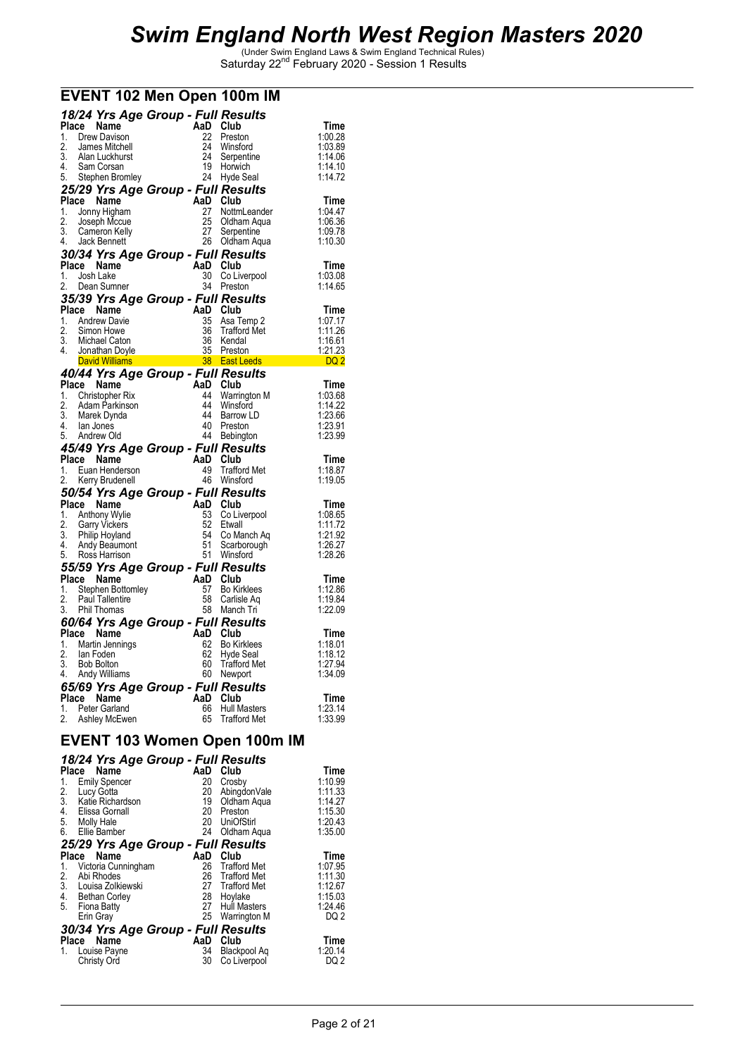# Swim England North West Region Masters 2020

(Under Swim England Laws & Swim England Technical Rules)
Saturday 22nd February 2020 - Session 1 Results

## EVENT 102 Men Open 100m IM

### 18/24 Yrs Age Group - Full Results

| Place | Name | AaD | Club | Time |
|---|---|---|---|---|
| 1. | Drew Davison | 22 | Preston | 1:00.28 |
| 2. | James Mitchell | 24 | Winsford | 1:03.89 |
| 3. | Alan Luckhurst | 24 | Serpentine | 1:14.06 |
| 4. | Sam Corsan | 19 | Horwich | 1:14.10 |
| 5. | Stephen Bromley | 24 | Hyde Seal | 1:14.72 |

### 25/29 Yrs Age Group - Full Results

| Place | Name | AaD | Club | Time |
|---|---|---|---|---|
| 1. | Jonny Higham | 27 | NottmLeander | 1:04.47 |
| 2. | Joseph Mccue | 25 | Oldham Aqua | 1:06.36 |
| 3. | Cameron Kelly | 27 | Serpentine | 1:09.78 |
| 4. | Jack Bennett | 26 | Oldham Aqua | 1:10.30 |

### 30/34 Yrs Age Group - Full Results

| Place | Name | AaD | Club | Time |
|---|---|---|---|---|
| 1. | Josh Lake | 30 | Co Liverpool | 1:03.08 |
| 2. | Dean Sumner | 34 | Preston | 1:14.65 |

### 35/39 Yrs Age Group - Full Results

| Place | Name | AaD | Club | Time |
|---|---|---|---|---|
| 1. | Andrew Davie | 35 | Asa Temp 2 | 1:07.17 |
| 2. | Simon Howe | 36 | Trafford Met | 1:11.26 |
| 3. | Michael Caton | 36 | Kendal | 1:16.61 |
| 4. | Jonathan Doyle | 35 | Preston | 1:21.23 |
| | David Williams | 38 | East Leeds | DQ 2 |

### 40/44 Yrs Age Group - Full Results

| Place | Name | AaD | Club | Time |
|---|---|---|---|---|
| 1. | Christopher Rix | 44 | Warrington M | 1:03.68 |
| 2. | Adam Parkinson | 44 | Winsford | 1:14.22 |
| 3. | Marek Dynda | 44 | Barrow LD | 1:23.66 |
| 4. | Ian Jones | 40 | Preston | 1:23.91 |
| 5. | Andrew Old | 44 | Bebington | 1:23.99 |

### 45/49 Yrs Age Group - Full Results

| Place | Name | AaD | Club | Time |
|---|---|---|---|---|
| 1. | Euan Henderson | 49 | Trafford Met | 1:18.87 |
| 2. | Kerry Brudenell | 46 | Winsford | 1:19.05 |

### 50/54 Yrs Age Group - Full Results

| Place | Name | AaD | Club | Time |
|---|---|---|---|---|
| 1. | Anthony Wylie | 53 | Co Liverpool | 1:08.65 |
| 2. | Garry Vickers | 52 | Etwall | 1:11.72 |
| 3. | Philip Hoyland | 54 | Co Manch Aq | 1:21.92 |
| 4. | Andy Beaumont | 51 | Scarborough | 1:26.27 |
| 5. | Ross Harrison | 51 | Winsford | 1:28.26 |

### 55/59 Yrs Age Group - Full Results

| Place | Name | AaD | Club | Time |
|---|---|---|---|---|
| 1. | Stephen Bottomley | 57 | Bo Kirklees | 1:12.86 |
| 2. | Paul Tallentire | 58 | Carlisle Aq | 1:19.84 |
| 3. | Phil Thomas | 58 | Manch Tri | 1:22.09 |

### 60/64 Yrs Age Group - Full Results

| Place | Name | AaD | Club | Time |
|---|---|---|---|---|
| 1. | Martin Jennings | 62 | Bo Kirklees | 1:18.01 |
| 2. | Ian Foden | 62 | Hyde Seal | 1:18.12 |
| 3. | Bob Bolton | 60 | Trafford Met | 1:27.94 |
| 4. | Andy Williams | 60 | Newport | 1:34.09 |

### 65/69 Yrs Age Group - Full Results

| Place | Name | AaD | Club | Time |
|---|---|---|---|---|
| 1. | Peter Garland | 66 | Hull Masters | 1:23.14 |
| 2. | Ashley McEwen | 65 | Trafford Met | 1:33.99 |

## EVENT 103 Women Open 100m IM

### 18/24 Yrs Age Group - Full Results

| Place | Name | AaD | Club | Time |
|---|---|---|---|---|
| 1. | Emily Spencer | 20 | Crosby | 1:10.99 |
| 2. | Lucy Gotta | 20 | AbingdonVale | 1:11.33 |
| 3. | Katie Richardson | 19 | Oldham Aqua | 1:14.27 |
| 4. | Elissa Gornall | 20 | Preston | 1:15.30 |
| 5. | Molly Hale | 20 | UniOfStirl | 1:20.43 |
| 6. | Ellie Bamber | 24 | Oldham Aqua | 1:35.00 |

### 25/29 Yrs Age Group - Full Results

| Place | Name | AaD | Club | Time |
|---|---|---|---|---|
| 1. | Victoria Cunningham | 26 | Trafford Met | 1:07.95 |
| 2. | Abi Rhodes | 26 | Trafford Met | 1:11.30 |
| 3. | Louisa Zolkiewski | 27 | Trafford Met | 1:12.67 |
| 4. | Bethan Corley | 28 | Hoylake | 1:15.03 |
| 5. | Fiona Batty | 27 | Hull Masters | 1:24.46 |
| | Erin Gray | 25 | Warrington M | DQ 2 |

### 30/34 Yrs Age Group - Full Results

| Place | Name | AaD | Club | Time |
|---|---|---|---|---|
| 1. | Louise Payne | 34 | Blackpool Aq | 1:20.14 |
| | Christy Ord | 30 | Co Liverpool | DQ 2 |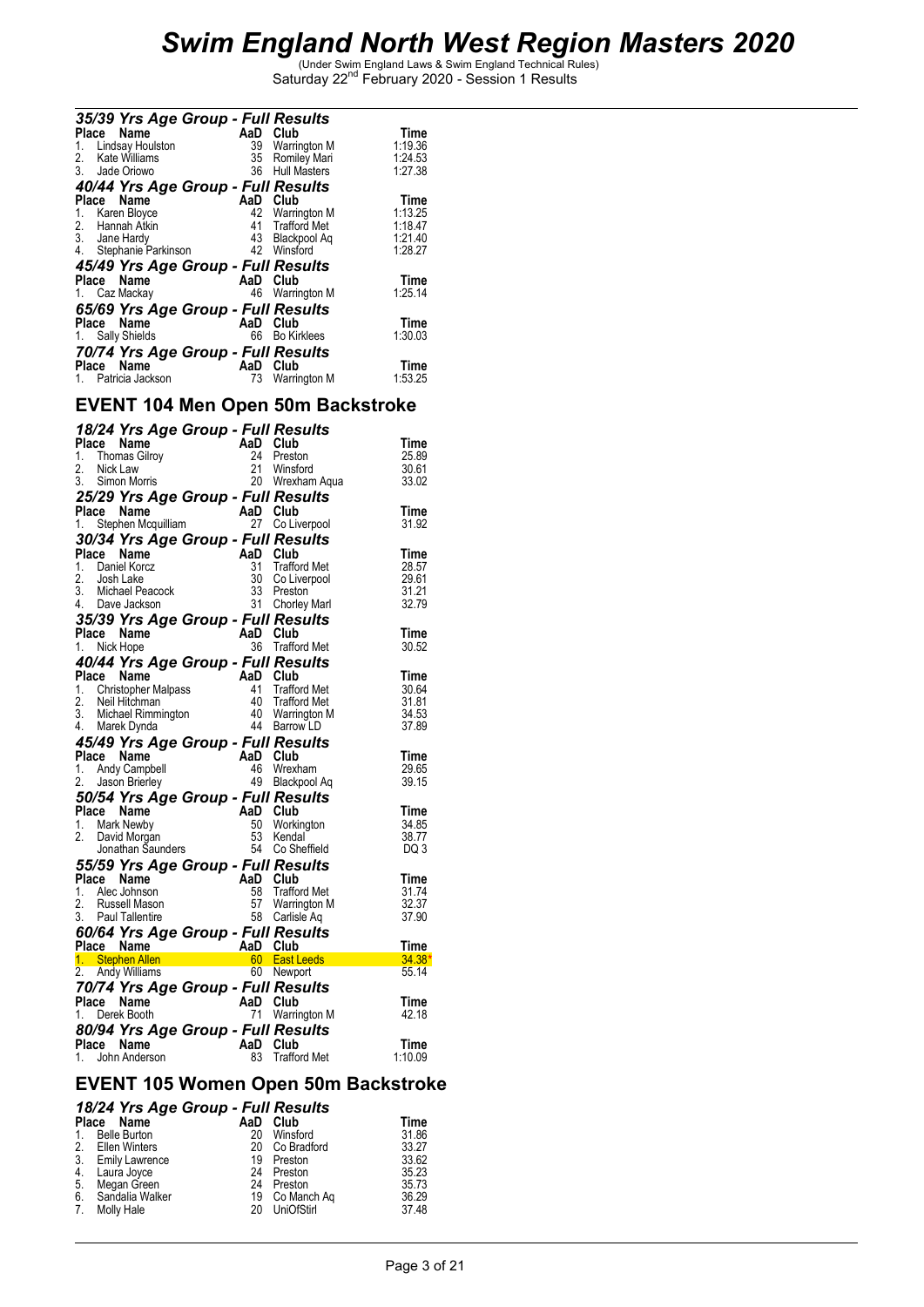# *Swim England North West Region Masters 2020*

(Under Swim England Laws & Swim England Technical Rules)
Saturday 22nd February 2020 - Session 1 Results

### *35/39 Yrs Age Group - Full Results*

| Place | Name | AaD | Club | Time |
|---|---|---|---|---|
| 1. | Lindsay Houlston | 39 | Warrington M | 1:19.36 |
| 2. | Kate Williams | 35 | Romiley Mari | 1:24.53 |
| 3. | Jade Oriowo | 36 | Hull Masters | 1:27.38 |

### *40/44 Yrs Age Group - Full Results*

| Place | Name | AaD | Club | Time |
|---|---|---|---|---|
| 1. | Karen Bloyce | 42 | Warrington M | 1:13.25 |
| 2. | Hannah Atkin | 41 | Trafford Met | 1:18.47 |
| 3. | Jane Hardy | 43 | Blackpool Aq | 1:21.40 |
| 4. | Stephanie Parkinson | 42 | Winsford | 1:28.27 |

### *45/49 Yrs Age Group - Full Results*

| Place | Name | AaD | Club | Time |
|---|---|---|---|---|
| 1. | Caz Mackay | 46 | Warrington M | 1:25.14 |

### *65/69 Yrs Age Group - Full Results*

| Place | Name | AaD | Club | Time |
|---|---|---|---|---|
| 1. | Sally Shields | 66 | Bo Kirklees | 1:30.03 |

### *70/74 Yrs Age Group - Full Results*

| Place | Name | AaD | Club | Time |
|---|---|---|---|---|
| 1. | Patricia Jackson | 73 | Warrington M | 1:53.25 |

## EVENT 104 Men Open 50m Backstroke

### *18/24 Yrs Age Group - Full Results*

| Place | Name | AaD | Club | Time |
|---|---|---|---|---|
| 1. | Thomas Gilroy | 24 | Preston | 25.89 |
| 2. | Nick Law | 21 | Winsford | 30.61 |
| 3. | Simon Morris | 20 | Wrexham Aqua | 33.02 |

### *25/29 Yrs Age Group - Full Results*

| Place | Name | AaD | Club | Time |
|---|---|---|---|---|
| 1. | Stephen Mcquilliam | 27 | Co Liverpool | 31.92 |

### *30/34 Yrs Age Group - Full Results*

| Place | Name | AaD | Club | Time |
|---|---|---|---|---|
| 1. | Daniel Korcz | 31 | Trafford Met | 28.57 |
| 2. | Josh Lake | 30 | Co Liverpool | 29.61 |
| 3. | Michael Peacock | 33 | Preston | 31.21 |
| 4. | Dave Jackson | 31 | Chorley Marl | 32.79 |

### *35/39 Yrs Age Group - Full Results*

| Place | Name | AaD | Club | Time |
|---|---|---|---|---|
| 1. | Nick Hope | 36 | Trafford Met | 30.52 |

### *40/44 Yrs Age Group - Full Results*

| Place | Name | AaD | Club | Time |
|---|---|---|---|---|
| 1. | Christopher Malpass | 41 | Trafford Met | 30.64 |
| 2. | Neil Hitchman | 40 | Trafford Met | 31.81 |
| 3. | Michael Rimmington | 40 | Warrington M | 34.53 |
| 4. | Marek Dynda | 44 | Barrow LD | 37.89 |

### *45/49 Yrs Age Group - Full Results*

| Place | Name | AaD | Club | Time |
|---|---|---|---|---|
| 1. | Andy Campbell | 46 | Wrexham | 29.65 |
| 2. | Jason Brierley | 49 | Blackpool Aq | 39.15 |

### *50/54 Yrs Age Group - Full Results*

| Place | Name | AaD | Club | Time |
|---|---|---|---|---|
| 1. | Mark Newby | 50 | Workington | 34.85 |
| 2. | David Morgan | 53 | Kendal | 38.77 |
| | Jonathan Saunders | 54 | Co Sheffield | DQ 3 |

### *55/59 Yrs Age Group - Full Results*

| Place | Name | AaD | Club | Time |
|---|---|---|---|---|
| 1. | Alec Johnson | 58 | Trafford Met | 31.74 |
| 2. | Russell Mason | 57 | Warrington M | 32.37 |
| 3. | Paul Tallentire | 58 | Carlisle Aq | 37.90 |

### *60/64 Yrs Age Group - Full Results*

| Place | Name | AaD | Club | Time |
|---|---|---|---|---|
| 1. | Stephen Allen | 60 | East Leeds | 34.38* |
| 2. | Andy Williams | 60 | Newport | 55.14 |

### *70/74 Yrs Age Group - Full Results*

| Place | Name | AaD | Club | Time |
|---|---|---|---|---|
| 1. | Derek Booth | 71 | Warrington M | 42.18 |

### *80/94 Yrs Age Group - Full Results*

| Place | Name | AaD | Club | Time |
|---|---|---|---|---|
| 1. | John Anderson | 83 | Trafford Met | 1:10.09 |

## EVENT 105 Women Open 50m Backstroke

### *18/24 Yrs Age Group - Full Results*

| Place | Name | AaD | Club | Time |
|---|---|---|---|---|
| 1. | Belle Burton | 20 | Winsford | 31.86 |
| 2. | Ellen Winters | 20 | Co Bradford | 33.27 |
| 3. | Emily Lawrence | 19 | Preston | 33.62 |
| 4. | Laura Joyce | 24 | Preston | 35.23 |
| 5. | Megan Green | 24 | Preston | 35.73 |
| 6. | Sandalia Walker | 19 | Co Manch Aq | 36.29 |
| 7. | Molly Hale | 20 | UniOfStirl | 37.48 |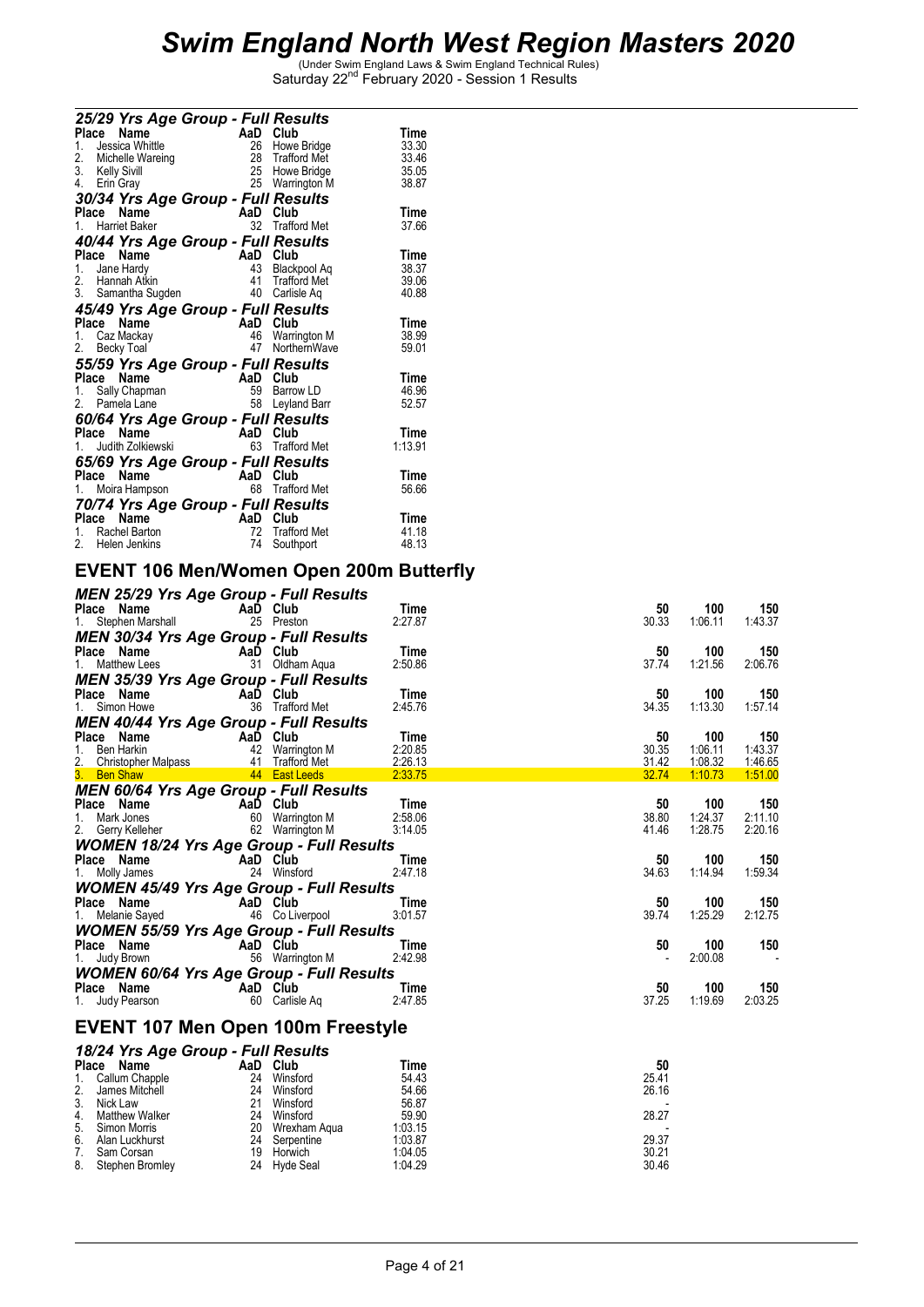# Swim England North West Region Masters 2020

(Under Swim England Laws & Swim England Technical Rules)
Saturday 22nd February 2020 - Session 1 Results

### 25/29 Yrs Age Group - Full Results

| Place | Name | AaD | Club | Time |
|---|---|---|---|---|
| 1. | Jessica Whittle | 26 | Howe Bridge | 33.30 |
| 2. | Michelle Wareing | 28 | Trafford Met | 33.46 |
| 3. | Kelly Sivill | 25 | Howe Bridge | 35.05 |
| 4. | Erin Gray | 25 | Warrington M | 38.87 |

### 30/34 Yrs Age Group - Full Results

| Place | Name | AaD | Club | Time |
|---|---|---|---|---|
| 1. | Harriet Baker | 32 | Trafford Met | 37.66 |

### 40/44 Yrs Age Group - Full Results

| Place | Name | AaD | Club | Time |
|---|---|---|---|---|
| 1. | Jane Hardy | 43 | Blackpool Aq | 38.37 |
| 2. | Hannah Atkin | 41 | Trafford Met | 39.06 |
| 3. | Samantha Sugden | 40 | Carlisle Aq | 40.88 |

### 45/49 Yrs Age Group - Full Results

| Place | Name | AaD | Club | Time |
|---|---|---|---|---|
| 1. | Caz Mackay | 46 | Warrington M | 38.99 |
| 2. | Becky Toal | 47 | NorthernWave | 59.01 |

### 55/59 Yrs Age Group - Full Results

| Place | Name | AaD | Club | Time |
|---|---|---|---|---|
| 1. | Sally Chapman | 59 | Barrow LD | 46.96 |
| 2. | Pamela Lane | 58 | Leyland Barr | 52.57 |

### 60/64 Yrs Age Group - Full Results

| Place | Name | AaD | Club | Time |
|---|---|---|---|---|
| 1. | Judith Zolkiewski | 63 | Trafford Met | 1:13.91 |

### 65/69 Yrs Age Group - Full Results

| Place | Name | AaD | Club | Time |
|---|---|---|---|---|
| 1. | Moira Hampson | 68 | Trafford Met | 56.66 |

### 70/74 Yrs Age Group - Full Results

| Place | Name | AaD | Club | Time |
|---|---|---|---|---|
| 1. | Rachel Barton | 72 | Trafford Met | 41.18 |
| 2. | Helen Jenkins | 74 | Southport | 48.13 |

## EVENT 106 Men/Women Open 200m Butterfly

### MEN 25/29 Yrs Age Group - Full Results

| Place | Name | AaD | Club | Time | 50 | 100 | 150 |
|---|---|---|---|---|---|---|---|
| 1. | Stephen Marshall | 25 | Preston | 2:27.87 | 30.33 | 1:06.11 | 1:43.37 |

### MEN 30/34 Yrs Age Group - Full Results

| Place | Name | AaD | Club | Time | 50 | 100 | 150 |
|---|---|---|---|---|---|---|---|
| 1. | Matthew Lees | 31 | Oldham Aqua | 2:50.86 | 37.74 | 1:21.56 | 2:06.76 |

### MEN 35/39 Yrs Age Group - Full Results

| Place | Name | AaD | Club | Time | 50 | 100 | 150 |
|---|---|---|---|---|---|---|---|
| 1. | Simon Howe | 36 | Trafford Met | 2:45.76 | 34.35 | 1:13.30 | 1:57.14 |

### MEN 40/44 Yrs Age Group - Full Results

| Place | Name | AaD | Club | Time | 50 | 100 | 150 |
|---|---|---|---|---|---|---|---|
| 1. | Ben Harkin | 42 | Warrington M | 2:20.85 | 30.35 | 1:06.11 | 1:43.37 |
| 2. | Christopher Malpass | 41 | Trafford Met | 2:26.13 | 31.42 | 1:08.32 | 1:46.65 |
| 3. | Ben Shaw | 44 | East Leeds | 2:33.75 | 32.74 | 1:10.73 | 1:51.00 |

### MEN 60/64 Yrs Age Group - Full Results

| Place | Name | AaD | Club | Time | 50 | 100 | 150 |
|---|---|---|---|---|---|---|---|
| 1. | Mark Jones | 60 | Warrington M | 2:58.06 | 38.80 | 1:24.37 | 2:11.10 |
| 2. | Gerry Kelleher | 62 | Warrington M | 3:14.05 | 41.46 | 1:28.75 | 2:20.16 |

### WOMEN 18/24 Yrs Age Group - Full Results

| Place | Name | AaD | Club | Time | 50 | 100 | 150 |
|---|---|---|---|---|---|---|---|
| 1. | Molly James | 24 | Winsford | 2:47.18 | 34.63 | 1:14.94 | 1:59.34 |

### WOMEN 45/49 Yrs Age Group - Full Results

| Place | Name | AaD | Club | Time | 50 | 100 | 150 |
|---|---|---|---|---|---|---|---|
| 1. | Melanie Sayed | 46 | Co Liverpool | 3:01.57 | 39.74 | 1:25.29 | 2:12.75 |

### WOMEN 55/59 Yrs Age Group - Full Results

| Place | Name | AaD | Club | Time | 50 | 100 | 150 |
|---|---|---|---|---|---|---|---|
| 1. | Judy Brown | 56 | Warrington M | 2:42.98 | - | 2:00.08 | - |

### WOMEN 60/64 Yrs Age Group - Full Results

| Place | Name | AaD | Club | Time | 50 | 100 | 150 |
|---|---|---|---|---|---|---|---|
| 1. | Judy Pearson | 60 | Carlisle Aq | 2:47.85 | 37.25 | 1:19.69 | 2:03.25 |

## EVENT 107 Men Open 100m Freestyle

### 18/24 Yrs Age Group - Full Results

| Place | Name | AaD | Club | Time | 50 |
|---|---|---|---|---|---|
| 1. | Callum Chapple | 24 | Winsford | 54.43 | 25.41 |
| 2. | James Mitchell | 24 | Winsford | 54.66 | 26.16 |
| 3. | Nick Law | 21 | Winsford | 56.87 | - |
| 4. | Matthew Walker | 24 | Winsford | 59.90 | 28.27 |
| 5. | Simon Morris | 20 | Wrexham Aqua | 1:03.15 | - |
| 6. | Alan Luckhurst | 24 | Serpentine | 1:03.87 | 29.37 |
| 7. | Sam Corsan | 19 | Horwich | 1:04.05 | 30.21 |
| 8. | Stephen Bromley | 24 | Hyde Seal | 1:04.29 | 30.46 |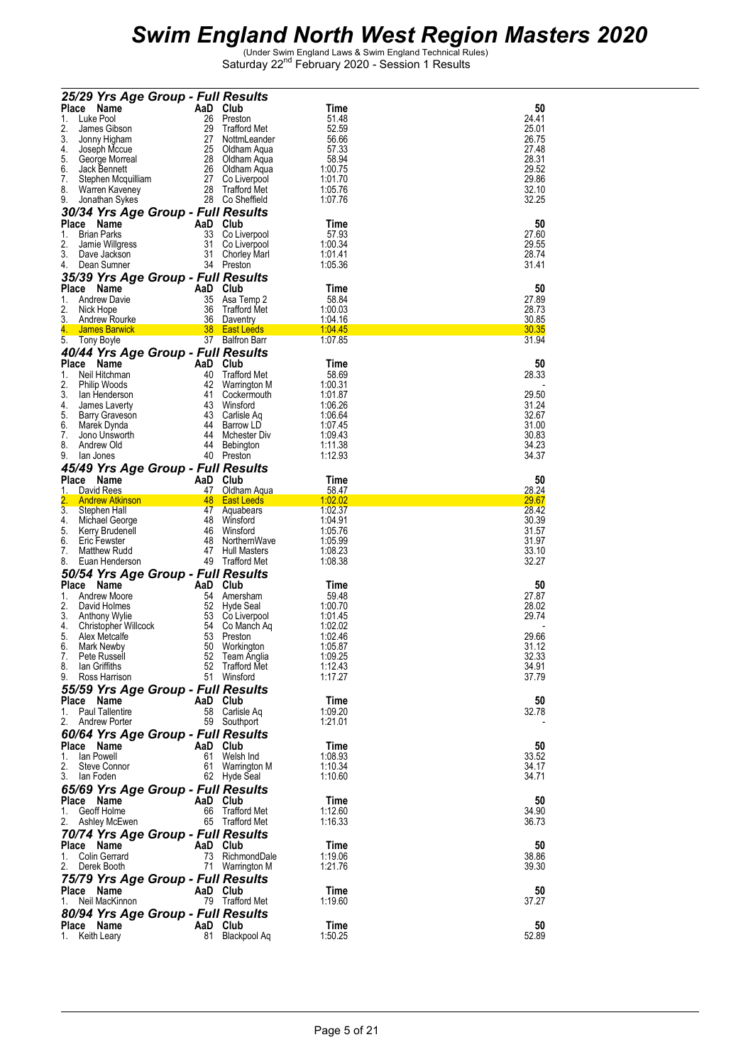# Swim England North West Region Masters 2020

(Under Swim England Laws & Swim England Technical Rules)
Saturday 22nd February 2020 - Session 1 Results

### 25/29 Yrs Age Group - Full Results

| Place | Name | AaD | Club | Time | 50 |
|---|---|---|---|---|---|
| 1. | Luke Pool | 26 | Preston | 51.48 | 24.41 |
| 2. | James Gibson | 29 | Trafford Met | 52.59 | 25.01 |
| 3. | Jonny Higham | 27 | NottmLeander | 56.66 | 26.75 |
| 4. | Joseph Mccue | 25 | Oldham Aqua | 57.33 | 27.48 |
| 5. | George Morreal | 28 | Oldham Aqua | 58.94 | 28.31 |
| 6. | Jack Bennett | 26 | Oldham Aqua | 1:00.75 | 29.52 |
| 7. | Stephen Mcquilliam | 27 | Co Liverpool | 1:01.70 | 29.86 |
| 8. | Warren Kaveney | 28 | Trafford Met | 1:05.76 | 32.10 |
| 9. | Jonathan Sykes | 28 | Co Sheffield | 1:07.76 | 32.25 |

### 30/34 Yrs Age Group - Full Results

| Place | Name | AaD | Club | Time | 50 |
|---|---|---|---|---|---|
| 1. | Brian Parks | 33 | Co Liverpool | 57.93 | 27.60 |
| 2. | Jamie Willgress | 31 | Co Liverpool | 1:00.34 | 29.55 |
| 3. | Dave Jackson | 31 | Chorley Marl | 1:01.41 | 28.74 |
| 4. | Dean Sumner | 34 | Preston | 1:05.36 | 31.41 |

### 35/39 Yrs Age Group - Full Results

| Place | Name | AaD | Club | Time | 50 |
|---|---|---|---|---|---|
| 1. | Andrew Davie | 35 | Asa Temp 2 | 58.84 | 27.89 |
| 2. | Nick Hope | 36 | Trafford Met | 1:00.03 | 28.73 |
| 3. | Andrew Rourke | 36 | Daventry | 1:04.16 | 30.85 |
| 4. | James Barwick | 38 | East Leeds | 1:04.45 | 30.35 |
| 5. | Tony Boyle | 37 | Balfron Barr | 1:07.85 | 31.94 |

### 40/44 Yrs Age Group - Full Results

| Place | Name | AaD | Club | Time | 50 |
|---|---|---|---|---|---|
| 1. | Neil Hitchman | 40 | Trafford Met | 58.69 | 28.33 |
| 2. | Philip Woods | 42 | Warrington M | 1:00.31 | - |
| 3. | Ian Henderson | 41 | Cockermouth | 1:01.87 | 29.50 |
| 4. | James Laverty | 43 | Winsford | 1:06.26 | 31.24 |
| 5. | Barry Graveson | 43 | Carlisle Aq | 1:06.64 | 32.67 |
| 6. | Marek Dynda | 44 | Barrow LD | 1:07.45 | 31.00 |
| 7. | Jono Unsworth | 44 | Mchester Div | 1:09.43 | 30.83 |
| 8. | Andrew Old | 44 | Bebington | 1:11.38 | 34.23 |
| 9. | Ian Jones | 40 | Preston | 1:12.93 | 34.37 |

### 45/49 Yrs Age Group - Full Results

| Place | Name | AaD | Club | Time | 50 |
|---|---|---|---|---|---|
| 1. | David Rees | 47 | Oldham Aqua | 58.47 | 28.24 |
| 2. | Andrew Atkinson | 48 | East Leeds | 1:02.02 | 29.67 |
| 3. | Stephen Hall | 47 | Aquabears | 1:02.37 | 28.42 |
| 4. | Michael George | 48 | Winsford | 1:04.91 | 30.39 |
| 5. | Kerry Brudenell | 46 | Winsford | 1:05.76 | 31.57 |
| 6. | Eric Fewster | 48 | NorthernWave | 1:05.99 | 31.97 |
| 7. | Matthew Rudd | 47 | Hull Masters | 1:08.23 | 33.10 |
| 8. | Euan Henderson | 49 | Trafford Met | 1:08.38 | 32.27 |

### 50/54 Yrs Age Group - Full Results

| Place | Name | AaD | Club | Time | 50 |
|---|---|---|---|---|---|
| 1. | Andrew Moore | 54 | Amersham | 59.48 | 27.87 |
| 2. | David Holmes | 52 | Hyde Seal | 1:00.70 | 28.02 |
| 3. | Anthony Wylie | 53 | Co Liverpool | 1:01.45 | 29.74 |
| 4. | Christopher Willcock | 54 | Co Manch Aq | 1:02.02 | - |
| 5. | Alex Metcalfe | 53 | Preston | 1:02.46 | 29.66 |
| 6. | Mark Newby | 50 | Workington | 1:05.87 | 31.12 |
| 7. | Pete Russell | 52 | Team Anglia | 1:09.25 | 32.33 |
| 8. | Ian Griffiths | 52 | Trafford Met | 1:12.43 | 34.91 |
| 9. | Ross Harrison | 51 | Winsford | 1:17.27 | 37.79 |

### 55/59 Yrs Age Group - Full Results

| Place | Name | AaD | Club | Time | 50 |
|---|---|---|---|---|---|
| 1. | Paul Tallentire | 58 | Carlisle Aq | 1:09.20 | 32.78 |
| 2. | Andrew Porter | 59 | Southport | 1:21.01 | - |

### 60/64 Yrs Age Group - Full Results

| Place | Name | AaD | Club | Time | 50 |
|---|---|---|---|---|---|
| 1. | Ian Powell | 61 | Welsh Ind | 1:08.93 | 33.52 |
| 2. | Steve Connor | 61 | Warrington M | 1:10.34 | 34.17 |
| 3. | Ian Foden | 62 | Hyde Seal | 1:10.60 | 34.71 |

### 65/69 Yrs Age Group - Full Results

| Place | Name | AaD | Club | Time | 50 |
|---|---|---|---|---|---|
| 1. | Geoff Holme | 66 | Trafford Met | 1:12.60 | 34.90 |
| 2. | Ashley McEwen | 65 | Trafford Met | 1:16.33 | 36.73 |

### 70/74 Yrs Age Group - Full Results

| Place | Name | AaD | Club | Time | 50 |
|---|---|---|---|---|---|
| 1. | Colin Gerrard | 73 | RichmondDale | 1:19.06 | 38.86 |
| 2. | Derek Booth | 71 | Warrington M | 1:21.76 | 39.30 |

### 75/79 Yrs Age Group - Full Results

| Place | Name | AaD | Club | Time | 50 |
|---|---|---|---|---|---|
| 1. | Neil MacKinnon | 79 | Trafford Met | 1:19.60 | 37.27 |

### 80/94 Yrs Age Group - Full Results

| Place | Name | AaD | Club | Time | 50 |
|---|---|---|---|---|---|
| 1. | Keith Leary | 81 | Blackpool Aq | 1:50.25 | 52.89 |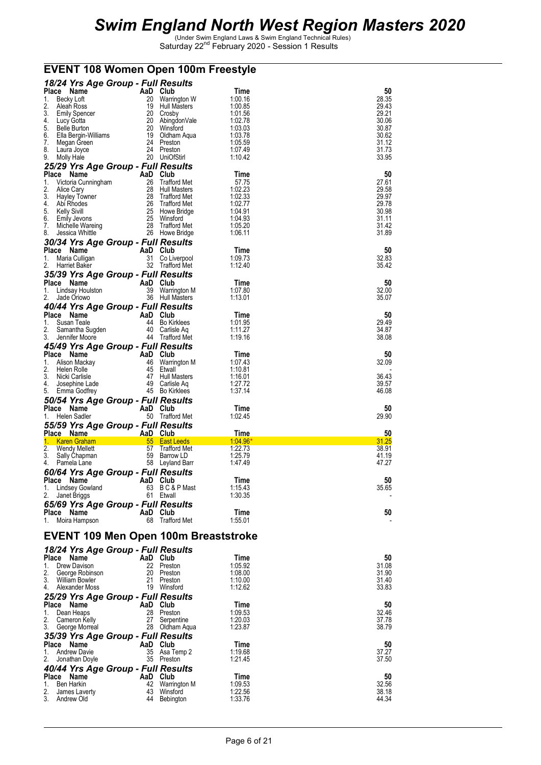# Swim England North West Region Masters 2020

(Under Swim England Laws & Swim England Technical Rules)
Saturday 22nd February 2020 - Session 1 Results

## EVENT 108 Women Open 100m Freestyle

### 18/24 Yrs Age Group - Full Results

| Place | Name | AaD | Club | Time | 50 |
|---|---|---|---|---|---|
| 1. | Becky Loft | 20 | Warrington W | 1:00.16 | 28.35 |
| 2. | Aleah Ross | 19 | Hull Masters | 1:00.85 | 29.43 |
| 3. | Emily Spencer | 20 | Crosby | 1:01.56 | 29.21 |
| 4. | Lucy Gotta | 20 | AbingdonVale | 1:02.78 | 30.06 |
| 5. | Belle Burton | 20 | Winsford | 1:03.03 | 30.87 |
| 6. | Ella Bergin-Williams | 19 | Oldham Aqua | 1:03.78 | 30.62 |
| 7. | Megan Green | 24 | Preston | 1:05.59 | 31.12 |
| 8. | Laura Joyce | 24 | Preston | 1:07.49 | 31.73 |
| 9. | Molly Hale | 20 | UniOfStirl | 1:10.42 | 33.95 |

### 25/29 Yrs Age Group - Full Results

| Place | Name | AaD | Club | Time | 50 |
|---|---|---|---|---|---|
| 1. | Victoria Cunningham | 26 | Trafford Met | 57.75 | 27.61 |
| 2. | Alice Cary | 28 | Hull Masters | 1:02.23 | 29.58 |
| 3. | Hayley Towner | 28 | Trafford Met | 1:02.33 | 29.97 |
| 4. | Abi Rhodes | 26 | Trafford Met | 1:02.77 | 29.78 |
| 5. | Kelly Sivill | 25 | Howe Bridge | 1:04.91 | 30.98 |
| 6. | Emily Jevons | 25 | Winsford | 1:04.93 | 31.11 |
| 7. | Michelle Wareing | 28 | Trafford Met | 1:05.20 | 31.42 |
| 8. | Jessica Whittle | 26 | Howe Bridge | 1:06.11 | 31.89 |

### 30/34 Yrs Age Group - Full Results

| Place | Name | AaD | Club | Time | 50 |
|---|---|---|---|---|---|
| 1. | Maria Culligan | 31 | Co Liverpool | 1:09.73 | 32.83 |
| 2. | Harriet Baker | 32 | Trafford Met | 1:12.40 | 35.42 |

### 35/39 Yrs Age Group - Full Results

| Place | Name | AaD | Club | Time | 50 |
|---|---|---|---|---|---|
| 1. | Lindsay Houlston | 39 | Warrington M | 1:07.80 | 32.00 |
| 2. | Jade Oriowo | 36 | Hull Masters | 1:13.01 | 35.07 |

### 40/44 Yrs Age Group - Full Results

| Place | Name | AaD | Club | Time | 50 |
|---|---|---|---|---|---|
| 1. | Susan Teale | 44 | Bo Kirklees | 1:01.95 | 29.49 |
| 2. | Samantha Sugden | 40 | Carlisle Aq | 1:11.27 | 34.87 |
| 3. | Jennifer Moore | 44 | Trafford Met | 1:19.16 | 38.08 |

### 45/49 Yrs Age Group - Full Results

| Place | Name | AaD | Club | Time | 50 |
|---|---|---|---|---|---|
| 1. | Alison Mackay | 46 | Warrington M | 1:07.43 | 32.09 |
| 2. | Helen Rolle | 45 | Etwall | 1:10.81 | - |
| 3. | Nicki Carlisle | 47 | Hull Masters | 1:16.01 | 36.43 |
| 4. | Josephine Lade | 49 | Carlisle Aq | 1:27.72 | 39.57 |
| 5. | Emma Godfrey | 45 | Bo Kirklees | 1:37.14 | 46.08 |

### 50/54 Yrs Age Group - Full Results

| Place | Name | AaD | Club | Time | 50 |
|---|---|---|---|---|---|
| 1. | Helen Sadler | 50 | Trafford Met | 1:02.45 | 29.90 |

### 55/59 Yrs Age Group - Full Results

| Place | Name | AaD | Club | Time | 50 |
|---|---|---|---|---|---|
| 1. | Karen Graham | 55 | East Leeds | 1:04.96* | 31.25 |
| 2. | Wendy Mellett | 57 | Trafford Met | 1:22.73 | 38.91 |
| 3. | Sally Chapman | 59 | Barrow LD | 1:25.79 | 41.19 |
| 4. | Pamela Lane | 58 | Leyland Barr | 1:47.49 | 47.27 |

### 60/64 Yrs Age Group - Full Results

| Place | Name | AaD | Club | Time | 50 |
|---|---|---|---|---|---|
| 1. | Lindsey Gowland | 63 | B C & P Mast | 1:15.43 | 35.65 |
| 2. | Janet Briggs | 61 | Etwall | 1:30.35 | - |

### 65/69 Yrs Age Group - Full Results

| Place | Name | AaD | Club | Time | 50 |
|---|---|---|---|---|---|
| 1. | Moira Hampson | 68 | Trafford Met | 1:55.01 | - |

## EVENT 109 Men Open 100m Breaststroke

### 18/24 Yrs Age Group - Full Results

| Place | Name | AaD | Club | Time | 50 |
|---|---|---|---|---|---|
| 1. | Drew Davison | 22 | Preston | 1:05.92 | 31.08 |
| 2. | George Robinson | 20 | Preston | 1:08.00 | 31.90 |
| 3. | William Bowler | 21 | Preston | 1:10.00 | 31.40 |
| 4. | Alexander Moss | 19 | Winsford | 1:12.62 | 33.83 |

### 25/29 Yrs Age Group - Full Results

| Place | Name | AaD | Club | Time | 50 |
|---|---|---|---|---|---|
| 1. | Dean Heaps | 28 | Preston | 1:09.53 | 32.46 |
| 2. | Cameron Kelly | 27 | Serpentine | 1:20.03 | 37.78 |
| 3. | George Morreal | 28 | Oldham Aqua | 1:23.87 | 38.79 |

### 35/39 Yrs Age Group - Full Results

| Place | Name | AaD | Club | Time | 50 |
|---|---|---|---|---|---|
| 1. | Andrew Davie | 35 | Asa Temp 2 | 1:19.68 | 37.27 |
| 2. | Jonathan Doyle | 35 | Preston | 1:21.45 | 37.50 |

### 40/44 Yrs Age Group - Full Results

| Place | Name | AaD | Club | Time | 50 |
|---|---|---|---|---|---|
| 1. | Ben Harkin | 42 | Warrington M | 1:09.53 | 32.56 |
| 2. | James Laverty | 43 | Winsford | 1:22.56 | 38.18 |
| 3. | Andrew Old | 44 | Bebington | 1:33.76 | 44.34 |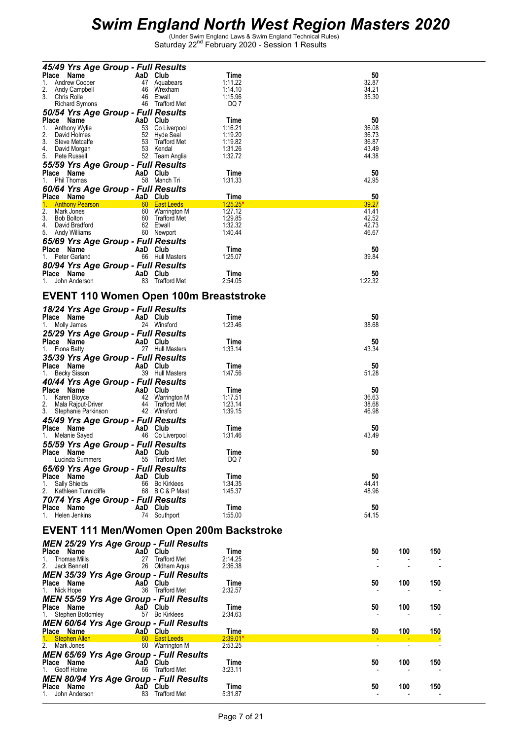# Swim England North West Region Masters 2020

(Under Swim England Laws & Swim England Technical Rules)
Saturday 22nd February 2020 - Session 1 Results

### 45/49 Yrs Age Group - Full Results

| Place | Name | AaD | Club | Time | 50 |
|---|---|---|---|---|---|
| 1. | Andrew Cooper | 47 | Aquabears | 1:11.22 | 32.87 |
| 2. | Andy Campbell | 46 | Wrexham | 1:14.10 | 34.21 |
| 3. | Chris Rolle | 46 | Etwall | 1:15.96 | 35.30 |
| | Richard Symons | 46 | Trafford Met | DQ 7 | |

### 50/54 Yrs Age Group - Full Results

| Place | Name | AaD | Club | Time | 50 |
|---|---|---|---|---|---|
| 1. | Anthony Wylie | 53 | Co Liverpool | 1:16.21 | 36.08 |
| 2. | David Holmes | 52 | Hyde Seal | 1:19.20 | 36.73 |
| 3. | Steve Metcalfe | 53 | Trafford Met | 1:19.82 | 36.87 |
| 4. | David Morgan | 53 | Kendal | 1:31.26 | 43.49 |
| 5. | Pete Russell | 52 | Team Anglia | 1:32.72 | 44.38 |

### 55/59 Yrs Age Group - Full Results

| Place | Name | AaD | Club | Time | 50 |
|---|---|---|---|---|---|
| 1. | Phil Thomas | 58 | Manch Tri | 1:31.33 | 42.95 |

### 60/64 Yrs Age Group - Full Results

| Place | Name | AaD | Club | Time | 50 |
|---|---|---|---|---|---|
| 1. | Anthony Pearson | 60 | East Leeds | 1:25.25* | 39.27 |
| 2. | Mark Jones | 60 | Warrington M | 1:27.12 | 41.41 |
| 3. | Bob Bolton | 60 | Trafford Met | 1:29.85 | 42.52 |
| 4. | David Bradford | 62 | Etwall | 1:32.32 | 42.73 |
| 5. | Andy Williams | 60 | Newport | 1:40.44 | 46.67 |

### 65/69 Yrs Age Group - Full Results

| Place | Name | AaD | Club | Time | 50 |
|---|---|---|---|---|---|
| 1. | Peter Garland | 66 | Hull Masters | 1:25.07 | 39.84 |

### 80/94 Yrs Age Group - Full Results

| Place | Name | AaD | Club | Time | 50 |
|---|---|---|---|---|---|
| 1. | John Anderson | 83 | Trafford Met | 2:54.05 | 1:22.32 |

## EVENT 110 Women Open 100m Breaststroke

### 18/24 Yrs Age Group - Full Results

| Place | Name | AaD | Club | Time | 50 |
|---|---|---|---|---|---|
| 1. | Molly James | 24 | Winsford | 1:23.46 | 38.68 |

### 25/29 Yrs Age Group - Full Results

| Place | Name | AaD | Club | Time | 50 |
|---|---|---|---|---|---|
| 1. | Fiona Batty | 27 | Hull Masters | 1:33.14 | 43.34 |

### 35/39 Yrs Age Group - Full Results

| Place | Name | AaD | Club | Time | 50 |
|---|---|---|---|---|---|
| 1. | Becky Sisson | 39 | Hull Masters | 1:47.56 | 51.28 |

### 40/44 Yrs Age Group - Full Results

| Place | Name | AaD | Club | Time | 50 |
|---|---|---|---|---|---|
| 1. | Karen Bloyce | 42 | Warrington M | 1:17.51 | 36.63 |
| 2. | Mala Rajput-Driver | 44 | Trafford Met | 1:23.14 | 38.68 |
| 3. | Stephanie Parkinson | 42 | Winsford | 1:39.15 | 46.98 |

### 45/49 Yrs Age Group - Full Results

| Place | Name | AaD | Club | Time | 50 |
|---|---|---|---|---|---|
| 1. | Melanie Sayed | 46 | Co Liverpool | 1:31.46 | 43.49 |

### 55/59 Yrs Age Group - Full Results

| Place | Name | AaD | Club | Time | 50 |
|---|---|---|---|---|---|
| | Lucinda Summers | 55 | Trafford Met | DQ 7 | |

### 65/69 Yrs Age Group - Full Results

| Place | Name | AaD | Club | Time | 50 |
|---|---|---|---|---|---|
| 1. | Sally Shields | 66 | Bo Kirklees | 1:34.35 | 44.41 |
| 2. | Kathleen Tunnicliffe | 68 | B C & P Mast | 1:45.37 | 48.96 |

### 70/74 Yrs Age Group - Full Results

| Place | Name | AaD | Club | Time | 50 |
|---|---|---|---|---|---|
| 1. | Helen Jenkins | 74 | Southport | 1:55.00 | 54.15 |

## EVENT 111 Men/Women Open 200m Backstroke

### MEN 25/29 Yrs Age Group - Full Results

| Place | Name | AaD | Club | Time | 50 | 100 | 150 |
|---|---|---|---|---|---|---|---|
| 1. | Thomas Mills | 27 | Trafford Met | 2:14.25 | - | - | - |
| 2. | Jack Bennett | 26 | Oldham Aqua | 2:36.38 | - | - | - |

### MEN 35/39 Yrs Age Group - Full Results

| Place | Name | AaD | Club | Time | 50 | 100 | 150 |
|---|---|---|---|---|---|---|---|
| 1. | Nick Hope | 36 | Trafford Met | 2:32.57 | - | - | - |

### MEN 55/59 Yrs Age Group - Full Results

| Place | Name | AaD | Club | Time | 50 | 100 | 150 |
|---|---|---|---|---|---|---|---|
| 1. | Stephen Bottomley | 57 | Bo Kirklees | 2:34.63 | - | - | - |

### MEN 60/64 Yrs Age Group - Full Results

| Place | Name | AaD | Club | Time | 50 | 100 | 150 |
|---|---|---|---|---|---|---|---|
| 1. | Stephen Allen | 60 | East Leeds | 2:39.01* | - | - | - |
| 2. | Mark Jones | 60 | Warrington M | 2:53.25 | - | - | - |

### MEN 65/69 Yrs Age Group - Full Results

| Place | Name | AaD | Club | Time | 50 | 100 | 150 |
|---|---|---|---|---|---|---|---|
| 1. | Geoff Holme | 66 | Trafford Met | 3:23.11 | - | - | - |

### MEN 80/94 Yrs Age Group - Full Results

| Place | Name | AaD | Club | Time | 50 | 100 | 150 |
|---|---|---|---|---|---|---|---|
| 1. | John Anderson | 83 | Trafford Met | 5:31.87 | - | - | - |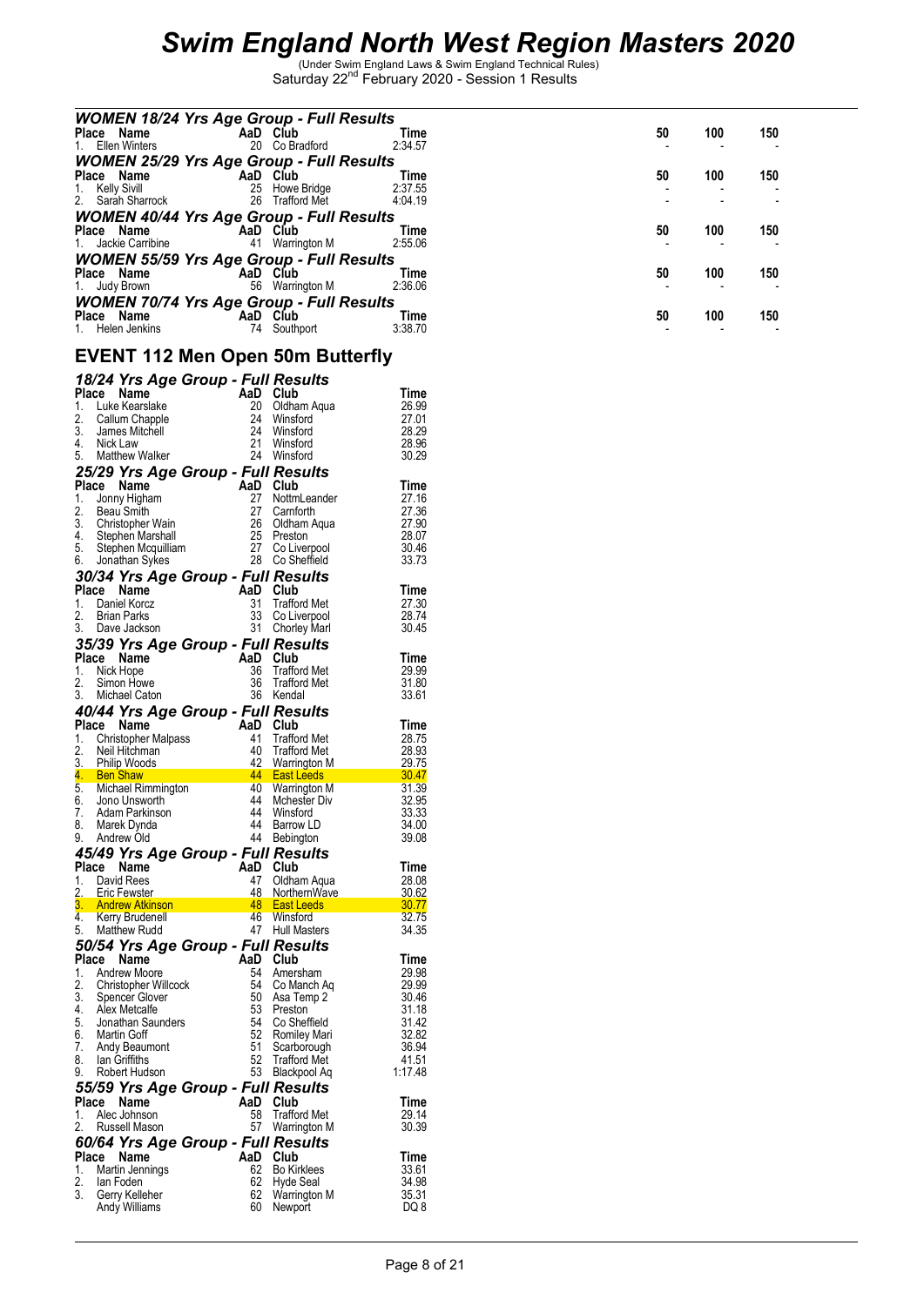# Swim England North West Region Masters 2020

(Under Swim England Laws & Swim England Technical Rules)
Saturday 22nd February 2020 - Session 1 Results

### WOMEN 18/24 Yrs Age Group - Full Results

| Place | Name | AaD | Club | Time | 50 | 100 | 150 |
|---|---|---|---|---|---|---|---|
| 1. | Ellen Winters | 20 | Co Bradford | 2:34.57 | - | - | - |

### WOMEN 25/29 Yrs Age Group - Full Results

| Place | Name | AaD | Club | Time | 50 | 100 | 150 |
|---|---|---|---|---|---|---|---|
| 1. | Kelly Sivill | 25 | Howe Bridge | 2:37.55 | - | - | - |
| 2. | Sarah Sharrock | 26 | Trafford Met | 4:04.19 | - | - | - |

### WOMEN 40/44 Yrs Age Group - Full Results

| Place | Name | AaD | Club | Time | 50 | 100 | 150 |
|---|---|---|---|---|---|---|---|
| 1. | Jackie Carribine | 41 | Warrington M | 2:55.06 | - | - | - |

### WOMEN 55/59 Yrs Age Group - Full Results

| Place | Name | AaD | Club | Time | 50 | 100 | 150 |
|---|---|---|---|---|---|---|---|
| 1. | Judy Brown | 56 | Warrington M | 2:36.06 | - | - | - |

### WOMEN 70/74 Yrs Age Group - Full Results

| Place | Name | AaD | Club | Time | 50 | 100 | 150 |
|---|---|---|---|---|---|---|---|
| 1. | Helen Jenkins | 74 | Southport | 3:38.70 | - | - | - |

## EVENT 112 Men Open 50m Butterfly

### 18/24 Yrs Age Group - Full Results

| Place | Name | AaD | Club | Time |
|---|---|---|---|---|
| 1. | Luke Kearslake | 20 | Oldham Aqua | 26.99 |
| 2. | Callum Chapple | 24 | Winsford | 27.01 |
| 3. | James Mitchell | 24 | Winsford | 28.29 |
| 4. | Nick Law | 21 | Winsford | 28.96 |
| 5. | Matthew Walker | 24 | Winsford | 30.29 |

### 25/29 Yrs Age Group - Full Results

| Place | Name | AaD | Club | Time |
|---|---|---|---|---|
| 1. | Jonny Higham | 27 | NottmLeander | 27.16 |
| 2. | Beau Smith | 27 | Carnforth | 27.36 |
| 3. | Christopher Wain | 26 | Oldham Aqua | 27.90 |
| 4. | Stephen Marshall | 25 | Preston | 28.07 |
| 5. | Stephen Mcquilliam | 27 | Co Liverpool | 30.46 |
| 6. | Jonathan Sykes | 28 | Co Sheffield | 33.73 |

### 30/34 Yrs Age Group - Full Results

| Place | Name | AaD | Club | Time |
|---|---|---|---|---|
| 1. | Daniel Korcz | 31 | Trafford Met | 27.30 |
| 2. | Brian Parks | 33 | Co Liverpool | 28.74 |
| 3. | Dave Jackson | 31 | Chorley Marl | 30.45 |

### 35/39 Yrs Age Group - Full Results

| Place | Name | AaD | Club | Time |
|---|---|---|---|---|
| 1. | Nick Hope | 36 | Trafford Met | 29.99 |
| 2. | Simon Howe | 36 | Trafford Met | 31.80 |
| 3. | Michael Caton | 36 | Kendal | 33.61 |

### 40/44 Yrs Age Group - Full Results

| Place | Name | AaD | Club | Time |
|---|---|---|---|---|
| 1. | Christopher Malpass | 41 | Trafford Met | 28.75 |
| 2. | Neil Hitchman | 40 | Trafford Met | 28.93 |
| 3. | Philip Woods | 42 | Warrington M | 29.75 |
| 4. | Ben Shaw | 44 | East Leeds | 30.47 |
| 5. | Michael Rimmington | 40 | Warrington M | 31.39 |
| 6. | Jono Unsworth | 44 | Mchester Div | 32.95 |
| 7. | Adam Parkinson | 44 | Winsford | 33.33 |
| 8. | Marek Dynda | 44 | Barrow LD | 34.00 |
| 9. | Andrew Old | 44 | Bebington | 39.08 |

### 45/49 Yrs Age Group - Full Results

| Place | Name | AaD | Club | Time |
|---|---|---|---|---|
| 1. | David Rees | 47 | Oldham Aqua | 28.08 |
| 2. | Eric Fewster | 48 | NorthernWave | 30.62 |
| 3. | Andrew Atkinson | 48 | East Leeds | 30.77 |
| 4. | Kerry Brudenell | 46 | Winsford | 32.75 |
| 5. | Matthew Rudd | 47 | Hull Masters | 34.35 |

### 50/54 Yrs Age Group - Full Results

| Place | Name | AaD | Club | Time |
|---|---|---|---|---|
| 1. | Andrew Moore | 54 | Amersham | 29.98 |
| 2. | Christopher Willcock | 54 | Co Manch Aq | 29.99 |
| 3. | Spencer Glover | 50 | Asa Temp 2 | 30.46 |
| 4. | Alex Metcalfe | 53 | Preston | 31.18 |
| 5. | Jonathan Saunders | 54 | Co Sheffield | 31.42 |
| 6. | Martin Goff | 52 | Romiley Mari | 32.82 |
| 7. | Andy Beaumont | 51 | Scarborough | 36.94 |
| 8. | Ian Griffiths | 52 | Trafford Met | 41.51 |
| 9. | Robert Hudson | 53 | Blackpool Aq | 1:17.48 |

### 55/59 Yrs Age Group - Full Results

| Place | Name | AaD | Club | Time |
|---|---|---|---|---|
| 1. | Alec Johnson | 58 | Trafford Met | 29.14 |
| 2. | Russell Mason | 57 | Warrington M | 30.39 |

### 60/64 Yrs Age Group - Full Results

| Place | Name | AaD | Club | Time |
|---|---|---|---|---|
| 1. | Martin Jennings | 62 | Bo Kirklees | 33.61 |
| 2. | Ian Foden | 62 | Hyde Seal | 34.98 |
| 3. | Gerry Kelleher | 62 | Warrington M | 35.31 |
| | Andy Williams | 60 | Newport | DQ 8 |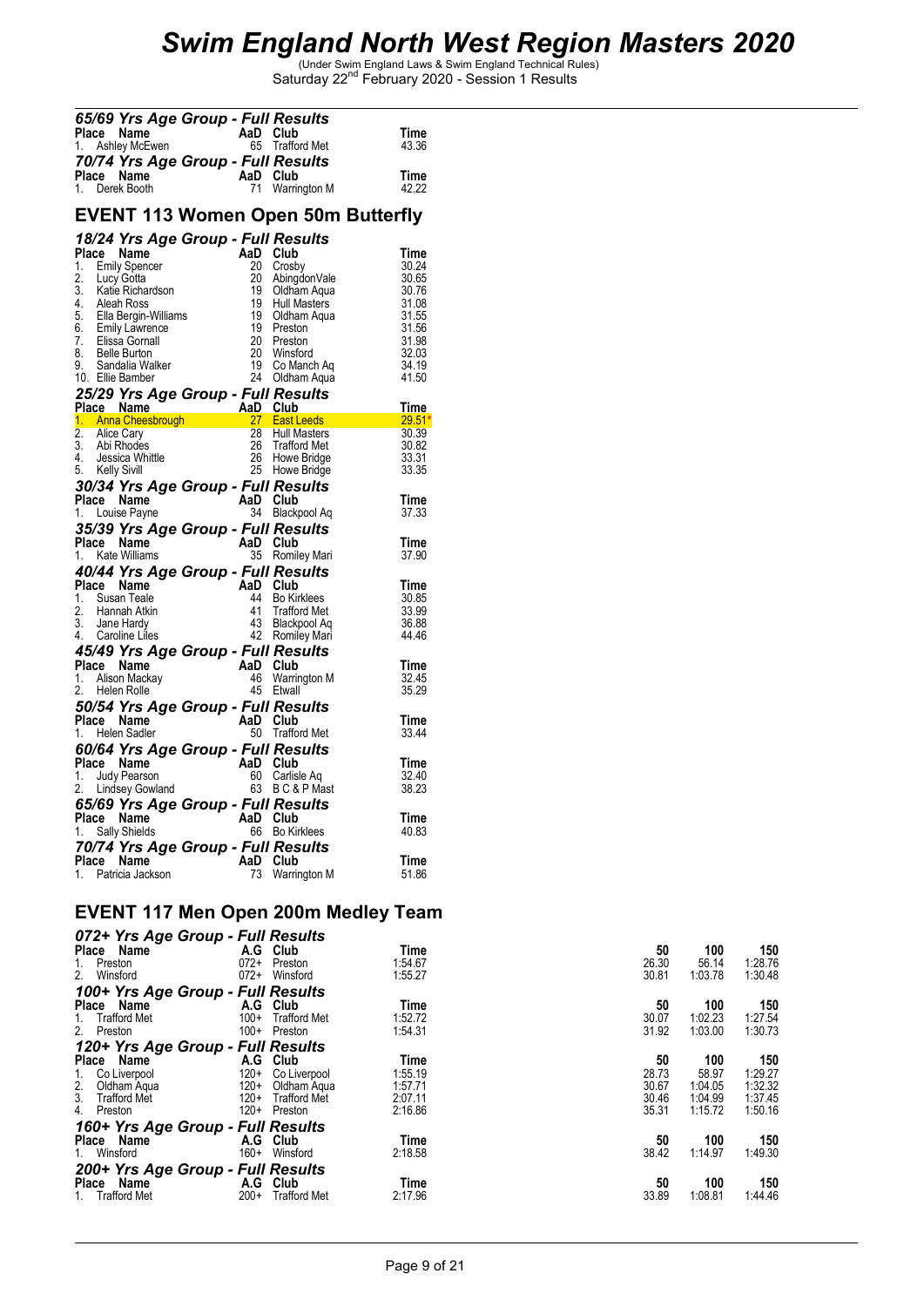# Swim England North West Region Masters 2020

(Under Swim England Laws & Swim England Technical Rules)
Saturday 22nd February 2020 - Session 1 Results

### 65/69 Yrs Age Group - Full Results

| Place | Name | AaD | Club | Time |
|---|---|---|---|---|
| 1. | Ashley McEwen | 65 | Trafford Met | 43.36 |

### 70/74 Yrs Age Group - Full Results

| Place | Name | AaD | Club | Time |
|---|---|---|---|---|
| 1. | Derek Booth | 71 | Warrington M | 42.22 |

## EVENT 113 Women Open 50m Butterfly

### 18/24 Yrs Age Group - Full Results

| Place | Name | AaD | Club | Time |
|---|---|---|---|---|
| 1. | Emily Spencer | 20 | Crosby | 30.24 |
| 2. | Lucy Gotta | 20 | AbingdonVale | 30.65 |
| 3. | Katie Richardson | 19 | Oldham Aqua | 30.76 |
| 4. | Aleah Ross | 19 | Hull Masters | 31.08 |
| 5. | Ella Bergin-Williams | 19 | Oldham Aqua | 31.55 |
| 6. | Emily Lawrence | 19 | Preston | 31.56 |
| 7. | Elissa Gornall | 20 | Preston | 31.98 |
| 8. | Belle Burton | 20 | Winsford | 32.03 |
| 9. | Sandalia Walker | 19 | Co Manch Aq | 34.19 |
| 10. | Ellie Bamber | 24 | Oldham Aqua | 41.50 |

### 25/29 Yrs Age Group - Full Results

| Place | Name | AaD | Club | Time |
|---|---|---|---|---|
| 1. | Anna Cheesbrough | 27 | East Leeds | 29.51* |
| 2. | Alice Cary | 28 | Hull Masters | 30.39 |
| 3. | Abi Rhodes | 26 | Trafford Met | 30.82 |
| 4. | Jessica Whittle | 26 | Howe Bridge | 33.31 |
| 5. | Kelly Sivill | 25 | Howe Bridge | 33.35 |

### 30/34 Yrs Age Group - Full Results

| Place | Name | AaD | Club | Time |
|---|---|---|---|---|
| 1. | Louise Payne | 34 | Blackpool Aq | 37.33 |

### 35/39 Yrs Age Group - Full Results

| Place | Name | AaD | Club | Time |
|---|---|---|---|---|
| 1. | Kate Williams | 35 | Romiley Mari | 37.90 |

### 40/44 Yrs Age Group - Full Results

| Place | Name | AaD | Club | Time |
|---|---|---|---|---|
| 1. | Susan Teale | 44 | Bo Kirklees | 30.85 |
| 2. | Hannah Atkin | 41 | Trafford Met | 33.99 |
| 3. | Jane Hardy | 43 | Blackpool Aq | 36.88 |
| 4. | Caroline Liles | 42 | Romiley Mari | 44.46 |

### 45/49 Yrs Age Group - Full Results

| Place | Name | AaD | Club | Time |
|---|---|---|---|---|
| 1. | Alison Mackay | 46 | Warrington M | 32.45 |
| 2. | Helen Rolle | 45 | Etwall | 35.29 |

### 50/54 Yrs Age Group - Full Results

| Place | Name | AaD | Club | Time |
|---|---|---|---|---|
| 1. | Helen Sadler | 50 | Trafford Met | 33.44 |

### 60/64 Yrs Age Group - Full Results

| Place | Name | AaD | Club | Time |
|---|---|---|---|---|
| 1. | Judy Pearson | 60 | Carlisle Aq | 32.40 |
| 2. | Lindsey Gowland | 63 | B C & P Mast | 38.23 |

### 65/69 Yrs Age Group - Full Results

| Place | Name | AaD | Club | Time |
|---|---|---|---|---|
| 1. | Sally Shields | 66 | Bo Kirklees | 40.83 |

### 70/74 Yrs Age Group - Full Results

| Place | Name | AaD | Club | Time |
|---|---|---|---|---|
| 1. | Patricia Jackson | 73 | Warrington M | 51.86 |

## EVENT 117 Men Open 200m Medley Team

### 072+ Yrs Age Group - Full Results

| Place | Name | A.G | Club | Time | 50 | 100 | 150 |
|---|---|---|---|---|---|---|---|
| 1. | Preston | 072+ | Preston | 1:54.67 | 26.30 | 56.14 | 1:28.76 |
| 2. | Winsford | 072+ | Winsford | 1:55.27 | 30.81 | 1:03.78 | 1:30.48 |

### 100+ Yrs Age Group - Full Results

| Place | Name | A.G | Club | Time | 50 | 100 | 150 |
|---|---|---|---|---|---|---|---|
| 1. | Trafford Met | 100+ | Trafford Met | 1:52.72 | 30.07 | 1:02.23 | 1:27.54 |
| 2. | Preston | 100+ | Preston | 1:54.31 | 31.92 | 1:03.00 | 1:30.73 |

### 120+ Yrs Age Group - Full Results

| Place | Name | A.G | Club | Time | 50 | 100 | 150 |
|---|---|---|---|---|---|---|---|
| 1. | Co Liverpool | 120+ | Co Liverpool | 1:55.19 | 28.73 | 58.97 | 1:29.27 |
| 2. | Oldham Aqua | 120+ | Oldham Aqua | 1:57.71 | 30.67 | 1:04.05 | 1:32.32 |
| 3. | Trafford Met | 120+ | Trafford Met | 2:07.11 | 30.46 | 1:04.99 | 1:37.45 |
| 4. | Preston | 120+ | Preston | 2:16.86 | 35.31 | 1:15.72 | 1:50.16 |

### 160+ Yrs Age Group - Full Results

| Place | Name | A.G | Club | Time | 50 | 100 | 150 |
|---|---|---|---|---|---|---|---|
| 1. | Winsford | 160+ | Winsford | 2:18.58 | 38.42 | 1:14.97 | 1:49.30 |

### 200+ Yrs Age Group - Full Results

| Place | Name | A.G | Club | Time | 50 | 100 | 150 |
|---|---|---|---|---|---|---|---|
| 1. | Trafford Met | 200+ | Trafford Met | 2:17.96 | 33.89 | 1:08.81 | 1:44.46 |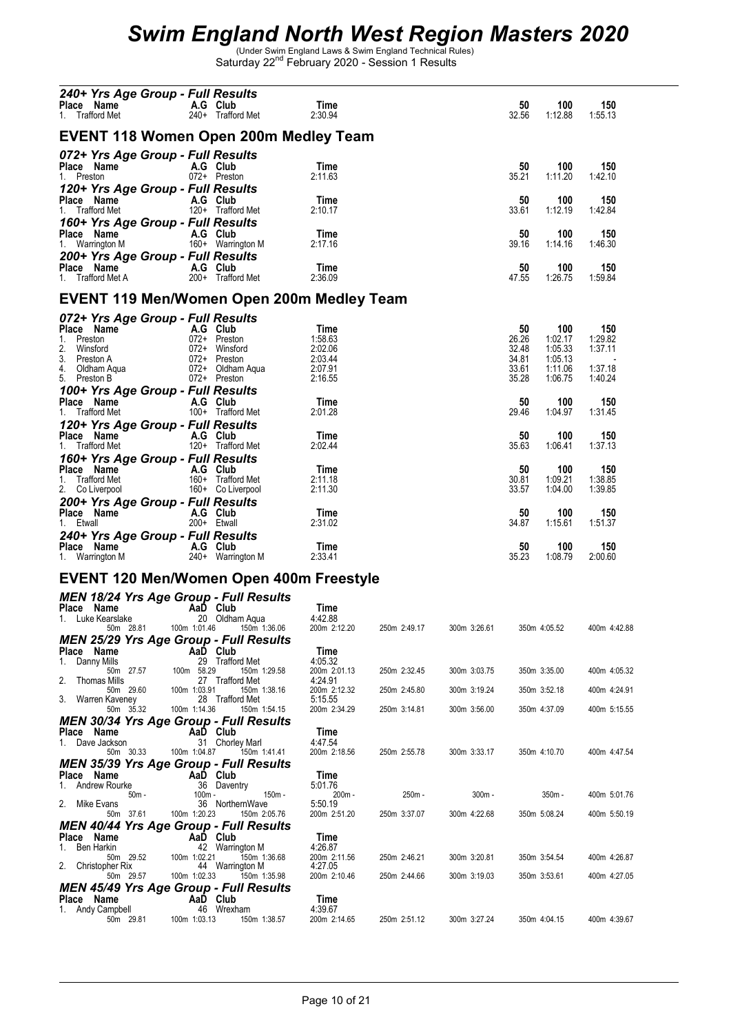# Swim England North West Region Masters 2020

(Under Swim England Laws & Swim England Technical Rules)
Saturday 22nd February 2020 - Session 1 Results

### 240+ Yrs Age Group - Full Results

| Place | Name | A.G | Club | Time | 50 | 100 | 150 |
|---|---|---|---|---|---|---|---|
| 1. | Trafford Met | 240+ | Trafford Met | 2:30.94 | 32.56 | 1:12.88 | 1:55.13 |

## EVENT 118 Women Open 200m Medley Team

### 072+ Yrs Age Group - Full Results

| Place | Name | A.G | Club | Time | 50 | 100 | 150 |
|---|---|---|---|---|---|---|---|
| 1. | Preston | 072+ | Preston | 2:11.63 | 35.21 | 1:11.20 | 1:42.10 |

### 120+ Yrs Age Group - Full Results

| Place | Name | A.G | Club | Time | 50 | 100 | 150 |
|---|---|---|---|---|---|---|---|
| 1. | Trafford Met | 120+ | Trafford Met | 2:10.17 | 33.61 | 1:12.19 | 1:42.84 |

### 160+ Yrs Age Group - Full Results

| Place | Name | A.G | Club | Time | 50 | 100 | 150 |
|---|---|---|---|---|---|---|---|
| 1. | Warrington M | 160+ | Warrington M | 2:17.16 | 39.16 | 1:14.16 | 1:46.30 |

### 200+ Yrs Age Group - Full Results

| Place | Name | A.G | Club | Time | 50 | 100 | 150 |
|---|---|---|---|---|---|---|---|
| 1. | Trafford Met A | 200+ | Trafford Met | 2:36.09 | 47.55 | 1:26.75 | 1:59.84 |

## EVENT 119 Men/Women Open 200m Medley Team

### 072+ Yrs Age Group - Full Results

| Place | Name | A.G | Club | Time | 50 | 100 | 150 |
|---|---|---|---|---|---|---|---|
| 1. | Preston | 072+ | Preston | 1:58.63 | 26.26 | 1:02.17 | 1:29.82 |
| 2. | Winsford | 072+ | Winsford | 2:02.06 | 32.48 | 1:05.33 | 1:37.11 |
| 3. | Preston A | 072+ | Preston | 2:03.44 | 34.81 | 1:05.13 | - |
| 4. | Oldham Aqua | 072+ | Oldham Aqua | 2:07.91 | 33.61 | 1:11.06 | 1:37.18 |
| 5. | Preston B | 072+ | Preston | 2:16.55 | 35.28 | 1:06.75 | 1:40.24 |

### 100+ Yrs Age Group - Full Results

| Place | Name | A.G | Club | Time | 50 | 100 | 150 |
|---|---|---|---|---|---|---|---|
| 1. | Trafford Met | 100+ | Trafford Met | 2:01.28 | 29.46 | 1:04.97 | 1:31.45 |

### 120+ Yrs Age Group - Full Results

| Place | Name | A.G | Club | Time | 50 | 100 | 150 |
|---|---|---|---|---|---|---|---|
| 1. | Trafford Met | 120+ | Trafford Met | 2:02.44 | 35.63 | 1:06.41 | 1:37.13 |

### 160+ Yrs Age Group - Full Results

| Place | Name | A.G | Club | Time | 50 | 100 | 150 |
|---|---|---|---|---|---|---|---|
| 1. | Trafford Met | 160+ | Trafford Met | 2:11.18 | 30.81 | 1:09.21 | 1:38.85 |
| 2. | Co Liverpool | 160+ | Co Liverpool | 2:11.30 | 33.57 | 1:04.00 | 1:39.85 |

### 200+ Yrs Age Group - Full Results

| Place | Name | A.G | Club | Time | 50 | 100 | 150 |
|---|---|---|---|---|---|---|---|
| 1. | Etwall | 200+ | Etwall | 2:31.02 | 34.87 | 1:15.61 | 1:51.37 |

### 240+ Yrs Age Group - Full Results

| Place | Name | A.G | Club | Time | 50 | 100 | 150 |
|---|---|---|---|---|---|---|---|
| 1. | Warrington M | 240+ | Warrington M | 2:33.41 | 35.23 | 1:08.79 | 2:00.60 |

## EVENT 120 Men/Women Open 400m Freestyle

### MEN 18/24 Yrs Age Group - Full Results

| Place | Name | AaD | Club | Time | | | | |
|---|---|---|---|---|---|---|---|---|
| 1. | Luke Kearslake | 20 | Oldham Aqua | 4:42.88 | | | | |
| 50m 28.81 | 100m 1:01.46 | 150m 1:36.06 | 200m 2:12.20 | 250m 2:49.17 | 300m 3:26.61 | 350m 4:05.52 | 400m 4:42.88 | |

### MEN 25/29 Yrs Age Group - Full Results

| Place | Name | AaD | Club | Time | | | | |
|---|---|---|---|---|---|---|---|---|
| 1. | Danny Mills | 29 | Trafford Met | 4:05.32 | | | | |
| 50m 27.57 | 100m 58.29 | 150m 1:29.58 | 200m 2:01.13 | 250m 2:32.45 | 300m 3:03.75 | 350m 3:35.00 | 400m 4:05.32 | |
| 2. | Thomas Mills | 27 | Trafford Met | 4:24.91 | | | | |
| 50m 29.60 | 100m 1:03.91 | 150m 1:38.16 | 200m 2:12.32 | 250m 2:45.80 | 300m 3:19.24 | 350m 3:52.18 | 400m 4:24.91 | |
| 3. | Warren Kaveney | 28 | Trafford Met | 5:15.55 | | | | |
| 50m 35.32 | 100m 1:14.36 | 150m 1:54.15 | 200m 2:34.29 | 250m 3:14.81 | 300m 3:56.00 | 350m 4:37.09 | 400m 5:15.55 | |

### MEN 30/34 Yrs Age Group - Full Results

| Place | Name | AaD | Club | Time | | | | |
|---|---|---|---|---|---|---|---|---|
| 1. | Dave Jackson | 31 | Chorley Marl | 4:47.54 | | | | |
| 50m 30.33 | 100m 1:04.87 | 150m 1:41.41 | 200m 2:18.56 | 250m 2:55.78 | 300m 3:33.17 | 350m 4:10.70 | 400m 4:47.54 | |

### MEN 35/39 Yrs Age Group - Full Results

| Place | Name | AaD | Club | Time | | | | |
|---|---|---|---|---|---|---|---|---|
| 1. | Andrew Rourke | 36 | Daventry | 5:01.76 | | | | |
| 50m - | 100m - | 150m - | 200m - | 250m - | 300m - | 350m - | 400m 5:01.76 | |
| 2. | Mike Evans | 36 | NorthernWave | 5:50.19 | | | | |
| 50m 37.61 | 100m 1:20.23 | 150m 2:05.76 | 200m 2:51.20 | 250m 3:37.07 | 300m 4:22.68 | 350m 5:08.24 | 400m 5:50.19 | |

### MEN 40/44 Yrs Age Group - Full Results

| Place | Name | AaD | Club | Time | | | | |
|---|---|---|---|---|---|---|---|---|
| 1. | Ben Harkin | 42 | Warrington M | 4:26.87 | | | | |
| 50m 29.52 | 100m 1:02.21 | 150m 1:36.68 | 200m 2:11.56 | 250m 2:46.21 | 300m 3:20.81 | 350m 3:54.54 | 400m 4:26.87 | |
| 2. | Christopher Rix | 44 | Warrington M | 4:27.05 | | | | |
| 50m 29.57 | 100m 1:02.33 | 150m 1:35.98 | 200m 2:10.46 | 250m 2:44.66 | 300m 3:19.03 | 350m 3:53.61 | 400m 4:27.05 | |

### MEN 45/49 Yrs Age Group - Full Results

| Place | Name | AaD | Club | Time | | | | |
|---|---|---|---|---|---|---|---|---|
| 1. | Andy Campbell | 46 | Wrexham | 4:39.67 | | | | |
| 50m 29.81 | 100m 1:03.13 | 150m 1:38.57 | 200m 2:14.65 | 250m 2:51.12 | 300m 3:27.24 | 350m 4:04.15 | 400m 4:39.67 | |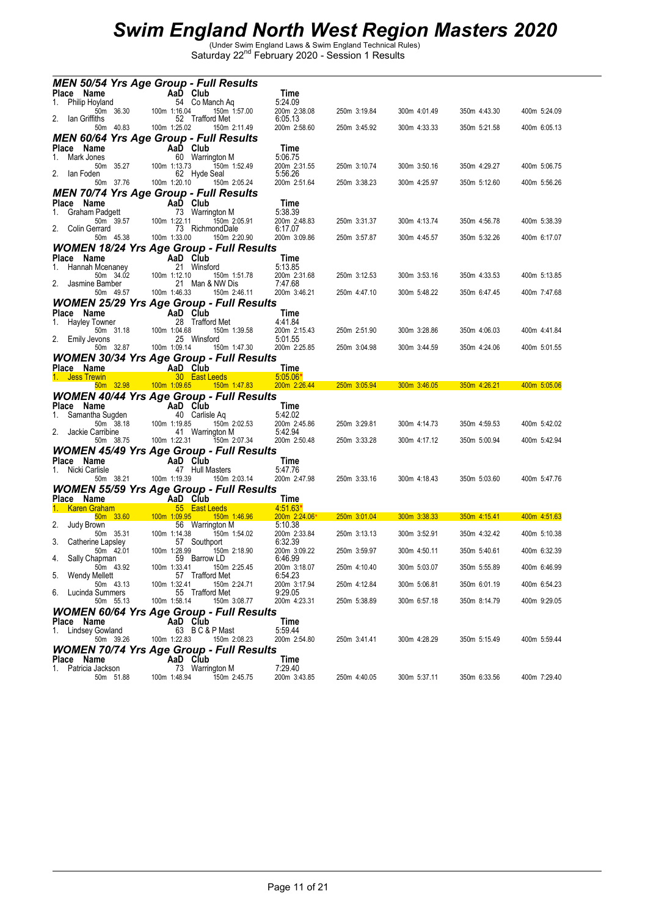# Swim England North West Region Masters 2020

(Under Swim England Laws & Swim England Technical Rules)

Saturday 22[nd] February 2020 - Session 1 Results

## MEN 50/54 Yrs Age Group - Full Results

| Place | Name | AaD | Club | Time |
|---|---|---|---|---|
| 1. | Philip Hoyland | 54 | Co Manch Aq | 5:24.09 |
| | 50m 36.30 | 100m 1:16.04 | 150m 1:57.00 | 200m 2:38.08 · 250m 3:19.84 · 300m 4:01.49 · 350m 4:43.30 · 400m 5:24.09 |
| 2. | Ian Griffiths | 52 | Trafford Met | 6:05.13 |
| | 50m 40.83 | 100m 1:25.02 | 150m 2:11.49 | 200m 2:58.60 · 250m 3:45.92 · 300m 4:33.33 · 350m 5:21.58 · 400m 6:05.13 |

## MEN 60/64 Yrs Age Group - Full Results

| Place | Name | AaD | Club | Time |
|---|---|---|---|---|
| 1. | Mark Jones | 60 | Warrington M | 5:06.75 |
| | 50m 35.27 | 100m 1:13.73 | 150m 1:52.49 | 200m 2:31.55 · 250m 3:10.74 · 300m 3:50.16 · 350m 4:29.27 · 400m 5:06.75 |
| 2. | Ian Foden | 62 | Hyde Seal | 5:56.26 |
| | 50m 37.76 | 100m 1:20.10 | 150m 2:05.24 | 200m 2:51.64 · 250m 3:38.23 · 300m 4:25.97 · 350m 5:12.60 · 400m 5:56.26 |

## MEN 70/74 Yrs Age Group - Full Results

| Place | Name | AaD | Club | Time |
|---|---|---|---|---|
| 1. | Graham Padgett | 73 | Warrington M | 5:38.39 |
| | 50m 39.57 | 100m 1:22.11 | 150m 2:05.91 | 200m 2:48.83 · 250m 3:31.37 · 300m 4:13.74 · 350m 4:56.78 · 400m 5:38.39 |
| 2. | Colin Gerrard | 73 | RichmondDale | 6:17.07 |
| | 50m 45.38 | 100m 1:33.00 | 150m 2:20.90 | 200m 3:09.86 · 250m 3:57.87 · 300m 4:45.57 · 350m 5:32.26 · 400m 6:17.07 |

## WOMEN 18/24 Yrs Age Group - Full Results

| Place | Name | AaD | Club | Time |
|---|---|---|---|---|
| 1. | Hannah Mcenaney | 21 | Winsford | 5:13.85 |
| | 50m 34.02 | 100m 1:12.10 | 150m 1:51.78 | 200m 2:31.68 · 250m 3:12.53 · 300m 3:53.16 · 350m 4:33.53 · 400m 5:13.85 |
| 2. | Jasmine Bamber | 21 | Man & NW Dis | 7:47.68 |
| | 50m 49.57 | 100m 1:46.33 | 150m 2:46.11 | 200m 3:46.21 · 250m 4:47.10 · 300m 5:48.22 · 350m 6:47.45 · 400m 7:47.68 |

## WOMEN 25/29 Yrs Age Group - Full Results

| Place | Name | AaD | Club | Time |
|---|---|---|---|---|
| 1. | Hayley Towner | 28 | Trafford Met | 4:41.84 |
| | 50m 31.18 | 100m 1:04.68 | 150m 1:39.58 | 200m 2:15.43 · 250m 2:51.90 · 300m 3:28.86 · 350m 4:06.03 · 400m 4:41.84 |
| 2. | Emily Jevons | 25 | Winsford | 5:01.55 |
| | 50m 32.87 | 100m 1:09.14 | 150m 1:47.30 | 200m 2:25.85 · 250m 3:04.98 · 300m 3:44.59 · 350m 4:24.06 · 400m 5:01.55 |

## WOMEN 30/34 Yrs Age Group - Full Results

| Place | Name | AaD | Club | Time |
|---|---|---|---|---|
| 1. | Jess Trewin | 30 | East Leeds | 5:05.06* |
| | 50m 32.98 | 100m 1:09.65 | 150m 1:47.83 | 200m 2:26.44 · 250m 3:05.94 · 300m 3:46.05 · 350m 4:26.21 · 400m 5:05.06 |

## WOMEN 40/44 Yrs Age Group - Full Results

| Place | Name | AaD | Club | Time |
|---|---|---|---|---|
| 1. | Samantha Sugden | 40 | Carlisle Aq | 5:42.02 |
| | 50m 38.18 | 100m 1:19.85 | 150m 2:02.53 | 200m 2:45.86 · 250m 3:29.81 · 300m 4:14.73 · 350m 4:59.53 · 400m 5:42.02 |
| 2. | Jackie Carribine | 41 | Warrington M | 5:42.94 |
| | 50m 38.75 | 100m 1:22.31 | 150m 2:07.34 | 200m 2:50.48 · 250m 3:33.28 · 300m 4:17.12 · 350m 5:00.94 · 400m 5:42.94 |

## WOMEN 45/49 Yrs Age Group - Full Results

| Place | Name | AaD | Club | Time |
|---|---|---|---|---|
| 1. | Nicki Carlisle | 47 | Hull Masters | 5:47.76 |
| | 50m 38.21 | 100m 1:19.39 | 150m 2:03.14 | 200m 2:47.98 · 250m 3:33.16 · 300m 4:18.43 · 350m 5:03.60 · 400m 5:47.76 |

## WOMEN 55/59 Yrs Age Group - Full Results

| Place | Name | AaD | Club | Time |
|---|---|---|---|---|
| 1. | Karen Graham | 55 | East Leeds | 4:51.63* |
| | 50m 33.60 | 100m 1:09.95 | 150m 1:46.96 | 200m 2:24.06* · 250m 3:01.04 · 300m 3:38.33 · 350m 4:15.41 · 400m 4:51.63 |
| 2. | Judy Brown | 56 | Warrington M | 5:10.38 |
| | 50m 35.31 | 100m 1:14.38 | 150m 1:54.02 | 200m 2:33.84 · 250m 3:13.13 · 300m 3:52.91 · 350m 4:32.42 · 400m 5:10.38 |
| 3. | Catherine Lapsley | 57 | Southport | 6:32.39 |
| | 50m 42.01 | 100m 1:28.99 | 150m 2:18.90 | 200m 3:09.22 · 250m 3:59.97 · 300m 4:50.11 · 350m 5:40.61 · 400m 6:32.39 |
| 4. | Sally Chapman | 59 | Barrow LD | 6:46.99 |
| | 50m 43.92 | 100m 1:33.41 | 150m 2:25.45 | 200m 3:18.07 · 250m 4:10.40 · 300m 5:03.07 · 350m 5:55.89 · 400m 6:46.99 |
| 5. | Wendy Mellett | 57 | Trafford Met | 6:54.23 |
| | 50m 43.13 | 100m 1:32.41 | 150m 2:24.71 | 200m 3:17.94 · 250m 4:12.84 · 300m 5:06.81 · 350m 6:01.19 · 400m 6:54.23 |
| 6. | Lucinda Summers | 55 | Trafford Met | 9:29.05 |
| | 50m 55.13 | 100m 1:58.14 | 150m 3:08.77 | 200m 4:23.31 · 250m 5:38.89 · 300m 6:57.18 · 350m 8:14.79 · 400m 9:29.05 |

## WOMEN 60/64 Yrs Age Group - Full Results

| Place | Name | AaD | Club | Time |
|---|---|---|---|---|
| 1. | Lindsey Gowland | 63 | B C & P Mast | 5:59.44 |
| | 50m 39.26 | 100m 1:22.83 | 150m 2:08.23 | 200m 2:54.80 · 250m 3:41.41 · 300m 4:28.29 · 350m 5:15.49 · 400m 5:59.44 |

## WOMEN 70/74 Yrs Age Group - Full Results

| Place | Name | AaD | Club | Time |
|---|---|---|---|---|
| 1. | Patricia Jackson | 73 | Warrington M | 7:29.40 |
| | 50m 51.88 | 100m 1:48.94 | 150m 2:45.75 | 200m 3:43.85 · 250m 4:40.05 · 300m 5:37.11 · 350m 6:33.56 · 400m 7:29.40 |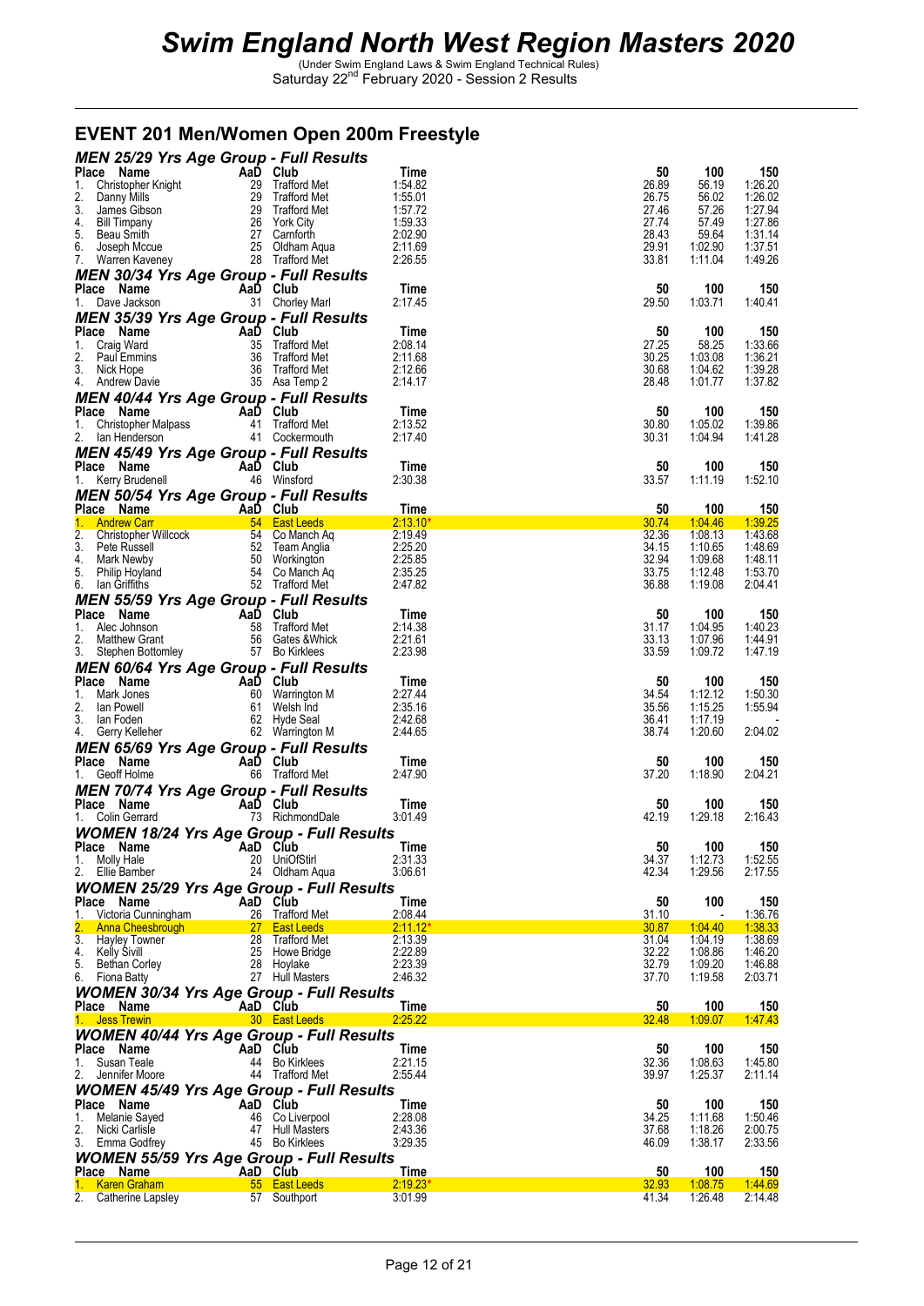# Swim England North West Region Masters 2020

(Under Swim England Laws & Swim England Technical Rules)
Saturday 22[nd] February 2020 - Session 2 Results

## EVENT 201 Men/Women Open 200m Freestyle

### MEN 25/29 Yrs Age Group - Full Results

| Place | Name | AaD | Club | Time | 50 | 100 | 150 |
|---|---|---|---|---|---|---|---|
| 1. | Christopher Knight | 29 | Trafford Met | 1:54.82 | 26.89 | 56.19 | 1:26.20 |
| 2. | Danny Mills | 29 | Trafford Met | 1:55.01 | 26.75 | 56.02 | 1:26.02 |
| 3. | James Gibson | 29 | Trafford Met | 1:57.72 | 27.46 | 57.26 | 1:27.94 |
| 4. | Bill Timpany | 26 | York City | 1:59.33 | 27.74 | 57.49 | 1:27.86 |
| 5. | Beau Smith | 27 | Carnforth | 2:02.90 | 28.43 | 59.64 | 1:31.14 |
| 6. | Joseph Mccue | 25 | Oldham Aqua | 2:11.69 | 29.91 | 1:02.90 | 1:37.51 |
| 7. | Warren Kaveney | 28 | Trafford Met | 2:26.55 | 33.81 | 1:11.04 | 1:49.26 |

### MEN 30/34 Yrs Age Group - Full Results

| Place | Name | AaD | Club | Time | 50 | 100 | 150 |
|---|---|---|---|---|---|---|---|
| 1. | Dave Jackson | 31 | Chorley Marl | 2:17.45 | 29.50 | 1:03.71 | 1:40.41 |

### MEN 35/39 Yrs Age Group - Full Results

| Place | Name | AaD | Club | Time | 50 | 100 | 150 |
|---|---|---|---|---|---|---|---|
| 1. | Craig Ward | 35 | Trafford Met | 2:08.14 | 27.25 | 58.25 | 1:33.66 |
| 2. | Paul Emmins | 36 | Trafford Met | 2:11.68 | 30.25 | 1:03.08 | 1:36.21 |
| 3. | Nick Hope | 36 | Trafford Met | 2:12.66 | 30.68 | 1:04.62 | 1:39.28 |
| 4. | Andrew Davie | 35 | Asa Temp 2 | 2:14.17 | 28.48 | 1:01.77 | 1:37.82 |

### MEN 40/44 Yrs Age Group - Full Results

| Place | Name | AaD | Club | Time | 50 | 100 | 150 |
|---|---|---|---|---|---|---|---|
| 1. | Christopher Malpass | 41 | Trafford Met | 2:13.52 | 30.80 | 1:05.02 | 1:39.86 |
| 2. | Ian Henderson | 41 | Cockermouth | 2:17.40 | 30.31 | 1:04.94 | 1:41.28 |

### MEN 45/49 Yrs Age Group - Full Results

| Place | Name | AaD | Club | Time | 50 | 100 | 150 |
|---|---|---|---|---|---|---|---|
| 1. | Kerry Brudenell | 46 | Winsford | 2:30.38 | 33.57 | 1:11.19 | 1:52.10 |

### MEN 50/54 Yrs Age Group - Full Results

| Place | Name | AaD | Club | Time | 50 | 100 | 150 |
|---|---|---|---|---|---|---|---|
| 1. | Andrew Carr | 54 | East Leeds | 2:13.10* | 30.74 | 1:04.46 | 1:39.25 |
| 2. | Christopher Willcock | 54 | Co Manch Aq | 2:19.49 | 32.36 | 1:08.13 | 1:43.68 |
| 3. | Pete Russell | 52 | Team Anglia | 2:25.20 | 34.15 | 1:10.65 | 1:48.69 |
| 4. | Mark Newby | 50 | Workington | 2:25.85 | 32.94 | 1:09.68 | 1:48.11 |
| 5. | Philip Hoyland | 54 | Co Manch Aq | 2:35.25 | 33.75 | 1:12.48 | 1:53.70 |
| 6. | Ian Griffiths | 52 | Trafford Met | 2:47.82 | 36.88 | 1:19.08 | 2:04.41 |

### MEN 55/59 Yrs Age Group - Full Results

| Place | Name | AaD | Club | Time | 50 | 100 | 150 |
|---|---|---|---|---|---|---|---|
| 1. | Alec Johnson | 58 | Trafford Met | 2:14.38 | 31.17 | 1:04.95 | 1:40.23 |
| 2. | Matthew Grant | 56 | Gates &Whick | 2:21.61 | 33.13 | 1:07.96 | 1:44.91 |
| 3. | Stephen Bottomley | 57 | Bo Kirklees | 2:23.98 | 33.59 | 1:09.72 | 1:47.19 |

### MEN 60/64 Yrs Age Group - Full Results

| Place | Name | AaD | Club | Time | 50 | 100 | 150 |
|---|---|---|---|---|---|---|---|
| 1. | Mark Jones | 60 | Warrington M | 2:27.44 | 34.54 | 1:12.12 | 1:50.30 |
| 2. | Ian Powell | 61 | Welsh Ind | 2:35.16 | 35.56 | 1:15.25 | 1:55.94 |
| 3. | Ian Foden | 62 | Hyde Seal | 2:42.68 | 36.41 | 1:17.19 | - |
| 4. | Gerry Kelleher | 62 | Warrington M | 2:44.65 | 38.74 | 1:20.60 | 2:04.02 |

### MEN 65/69 Yrs Age Group - Full Results

| Place | Name | AaD | Club | Time | 50 | 100 | 150 |
|---|---|---|---|---|---|---|---|
| 1. | Geoff Holme | 66 | Trafford Met | 2:47.90 | 37.20 | 1:18.90 | 2:04.21 |

### MEN 70/74 Yrs Age Group - Full Results

| Place | Name | AaD | Club | Time | 50 | 100 | 150 |
|---|---|---|---|---|---|---|---|
| 1. | Colin Gerrard | 73 | RichmondDale | 3:01.49 | 42.19 | 1:29.18 | 2:16.43 |

### WOMEN 18/24 Yrs Age Group - Full Results

| Place | Name | AaD | Club | Time | 50 | 100 | 150 |
|---|---|---|---|---|---|---|---|
| 1. | Molly Hale | 20 | UniOfStirl | 2:31.33 | 34.37 | 1:12.73 | 1:52.55 |
| 2. | Ellie Bamber | 24 | Oldham Aqua | 3:06.61 | 42.34 | 1:29.56 | 2:17.55 |

### WOMEN 25/29 Yrs Age Group - Full Results

| Place | Name | AaD | Club | Time | 50 | 100 | 150 |
|---|---|---|---|---|---|---|---|
| 1. | Victoria Cunningham | 26 | Trafford Met | 2:08.44 | 31.10 | - | 1:36.76 |
| 2. | Anna Cheesbrough | 27 | East Leeds | 2:11.12* | 30.87 | 1:04.40 | 1:38.33 |
| 3. | Hayley Towner | 28 | Trafford Met | 2:13.39 | 31.04 | 1:04.19 | 1:38.69 |
| 4. | Kelly Sivill | 25 | Howe Bridge | 2:22.89 | 32.22 | 1:08.86 | 1:46.20 |
| 5. | Bethan Corley | 28 | Hoylake | 2:23.39 | 32.79 | 1:09.20 | 1:46.88 |
| 6. | Fiona Batty | 27 | Hull Masters | 2:46.32 | 37.70 | 1:19.58 | 2:03.71 |

### WOMEN 30/34 Yrs Age Group - Full Results

| Place | Name | AaD | Club | Time | 50 | 100 | 150 |
|---|---|---|---|---|---|---|---|
| 1. | Jess Trewin | 30 | East Leeds | 2:25.22 | 32.48 | 1:09.07 | 1:47.43 |

### WOMEN 40/44 Yrs Age Group - Full Results

| Place | Name | AaD | Club | Time | 50 | 100 | 150 |
|---|---|---|---|---|---|---|---|
| 1. | Susan Teale | 44 | Bo Kirklees | 2:21.15 | 32.36 | 1:08.63 | 1:45.80 |
| 2. | Jennifer Moore | 44 | Trafford Met | 2:55.44 | 39.97 | 1:25.37 | 2:11.14 |

### WOMEN 45/49 Yrs Age Group - Full Results

| Place | Name | AaD | Club | Time | 50 | 100 | 150 |
|---|---|---|---|---|---|---|---|
| 1. | Melanie Sayed | 46 | Co Liverpool | 2:28.08 | 34.25 | 1:11.68 | 1:50.46 |
| 2. | Nicki Carlisle | 47 | Hull Masters | 2:43.36 | 37.68 | 1:18.26 | 2:00.75 |
| 3. | Emma Godfrey | 45 | Bo Kirklees | 3:29.35 | 46.09 | 1:38.17 | 2:33.56 |

### WOMEN 55/59 Yrs Age Group - Full Results

| Place | Name | AaD | Club | Time | 50 | 100 | 150 |
|---|---|---|---|---|---|---|---|
| 1. | Karen Graham | 55 | East Leeds | 2:19.23* | 32.93 | 1:08.75 | 1:44.69 |
| 2. | Catherine Lapsley | 57 | Southport | 3:01.99 | 41.34 | 1:26.48 | 2:14.48 |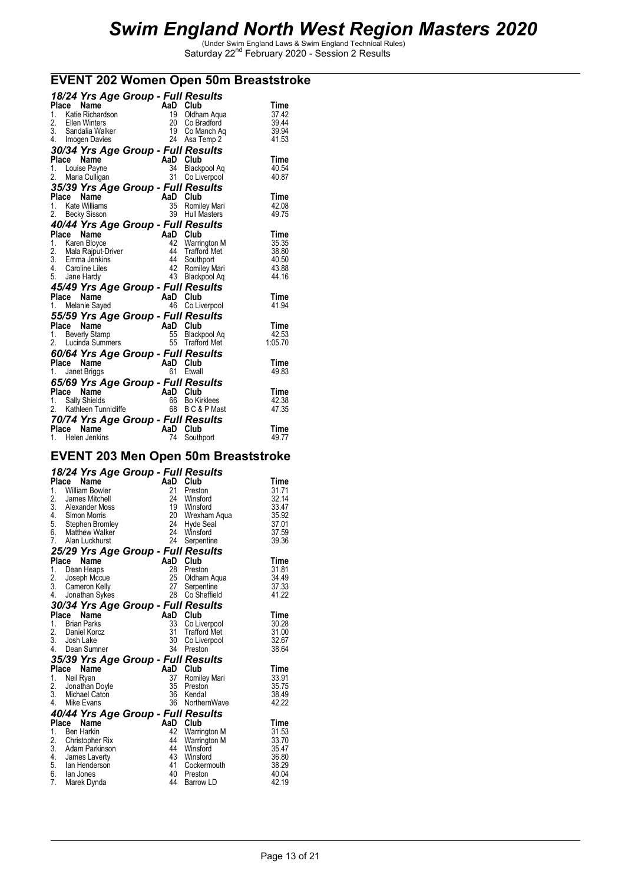# Swim England North West Region Masters 2020

(Under Swim England Laws & Swim England Technical Rules)
Saturday 22nd February 2020 - Session 2 Results

## EVENT 202 Women Open 50m Breaststroke

### 18/24 Yrs Age Group - Full Results

| Place | Name | AaD | Club | Time |
|---|---|---|---|---|
| 1. | Katie Richardson | 19 | Oldham Aqua | 37.42 |
| 2. | Ellen Winters | 20 | Co Bradford | 39.44 |
| 3. | Sandalia Walker | 19 | Co Manch Aq | 39.94 |
| 4. | Imogen Davies | 24 | Asa Temp 2 | 41.53 |

### 30/34 Yrs Age Group - Full Results

| Place | Name | AaD | Club | Time |
|---|---|---|---|---|
| 1. | Louise Payne | 34 | Blackpool Aq | 40.54 |
| 2. | Maria Culligan | 31 | Co Liverpool | 40.87 |

### 35/39 Yrs Age Group - Full Results

| Place | Name | AaD | Club | Time |
|---|---|---|---|---|
| 1. | Kate Williams | 35 | Romiley Mari | 42.08 |
| 2. | Becky Sisson | 39 | Hull Masters | 49.75 |

### 40/44 Yrs Age Group - Full Results

| Place | Name | AaD | Club | Time |
|---|---|---|---|---|
| 1. | Karen Bloyce | 42 | Warrington M | 35.35 |
| 2. | Mala Rajput-Driver | 44 | Trafford Met | 38.80 |
| 3. | Emma Jenkins | 44 | Southport | 40.50 |
| 4. | Caroline Liles | 42 | Romiley Mari | 43.88 |
| 5. | Jane Hardy | 43 | Blackpool Aq | 44.16 |

### 45/49 Yrs Age Group - Full Results

| Place | Name | AaD | Club | Time |
|---|---|---|---|---|
| 1. | Melanie Sayed | 46 | Co Liverpool | 41.94 |

### 55/59 Yrs Age Group - Full Results

| Place | Name | AaD | Club | Time |
|---|---|---|---|---|
| 1. | Beverly Stamp | 55 | Blackpool Aq | 42.53 |
| 2. | Lucinda Summers | 55 | Trafford Met | 1:05.70 |

### 60/64 Yrs Age Group - Full Results

| Place | Name | AaD | Club | Time |
|---|---|---|---|---|
| 1. | Janet Briggs | 61 | Etwall | 49.83 |

### 65/69 Yrs Age Group - Full Results

| Place | Name | AaD | Club | Time |
|---|---|---|---|---|
| 1. | Sally Shields | 66 | Bo Kirklees | 42.38 |
| 2. | Kathleen Tunnicliffe | 68 | B C & P Mast | 47.35 |

### 70/74 Yrs Age Group - Full Results

| Place | Name | AaD | Club | Time |
|---|---|---|---|---|
| 1. | Helen Jenkins | 74 | Southport | 49.77 |

## EVENT 203 Men Open 50m Breaststroke

### 18/24 Yrs Age Group - Full Results

| Place | Name | AaD | Club | Time |
|---|---|---|---|---|
| 1. | William Bowler | 21 | Preston | 31.71 |
| 2. | James Mitchell | 24 | Winsford | 32.14 |
| 3. | Alexander Moss | 19 | Winsford | 33.47 |
| 4. | Simon Morris | 20 | Wrexham Aqua | 35.92 |
| 5. | Stephen Bromley | 24 | Hyde Seal | 37.01 |
| 6. | Matthew Walker | 24 | Winsford | 37.59 |
| 7. | Alan Luckhurst | 24 | Serpentine | 39.36 |

### 25/29 Yrs Age Group - Full Results

| Place | Name | AaD | Club | Time |
|---|---|---|---|---|
| 1. | Dean Heaps | 28 | Preston | 31.81 |
| 2. | Joseph Mccue | 25 | Oldham Aqua | 34.49 |
| 3. | Cameron Kelly | 27 | Serpentine | 37.33 |
| 4. | Jonathan Sykes | 28 | Co Sheffield | 41.22 |

### 30/34 Yrs Age Group - Full Results

| Place | Name | AaD | Club | Time |
|---|---|---|---|---|
| 1. | Brian Parks | 33 | Co Liverpool | 30.28 |
| 2. | Daniel Korcz | 31 | Trafford Met | 31.00 |
| 3. | Josh Lake | 30 | Co Liverpool | 32.67 |
| 4. | Dean Sumner | 34 | Preston | 38.64 |

### 35/39 Yrs Age Group - Full Results

| Place | Name | AaD | Club | Time |
|---|---|---|---|---|
| 1. | Neil Ryan | 37 | Romiley Mari | 33.91 |
| 2. | Jonathan Doyle | 35 | Preston | 35.75 |
| 3. | Michael Caton | 36 | Kendal | 38.49 |
| 4. | Mike Evans | 36 | NorthernWave | 42.22 |

### 40/44 Yrs Age Group - Full Results

| Place | Name | AaD | Club | Time |
|---|---|---|---|---|
| 1. | Ben Harkin | 42 | Warrington M | 31.53 |
| 2. | Christopher Rix | 44 | Warrington M | 33.70 |
| 3. | Adam Parkinson | 44 | Winsford | 35.47 |
| 4. | James Laverty | 43 | Winsford | 36.80 |
| 5. | Ian Henderson | 41 | Cockermouth | 38.29 |
| 6. | Ian Jones | 40 | Preston | 40.04 |
| 7. | Marek Dynda | 44 | Barrow LD | 42.19 |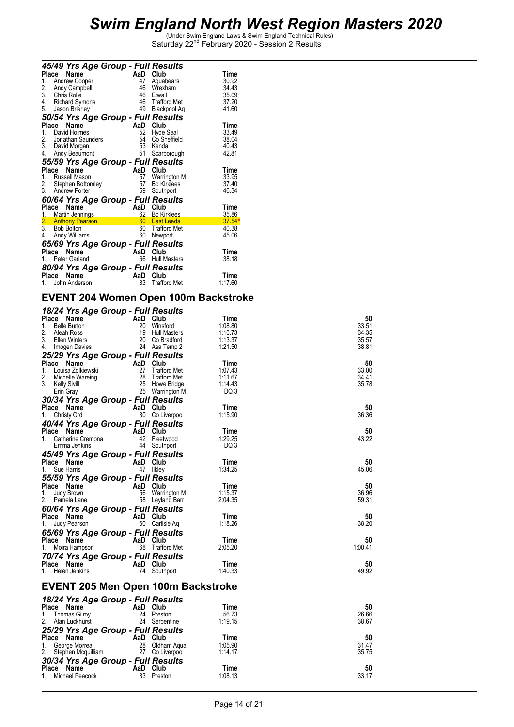# Swim England North West Region Masters 2020

(Under Swim England Laws & Swim England Technical Rules)
Saturday 22nd February 2020 - Session 2 Results

### 45/49 Yrs Age Group - Full Results

| Place | Name | AaD | Club | Time |
|---|---|---|---|---|
| 1. | Andrew Cooper | 47 | Aquabears | 30.92 |
| 2. | Andy Campbell | 46 | Wrexham | 34.43 |
| 3. | Chris Rolle | 46 | Etwall | 35.09 |
| 4. | Richard Symons | 46 | Trafford Met | 37.20 |
| 5. | Jason Brierley | 49 | Blackpool Aq | 41.60 |

### 50/54 Yrs Age Group - Full Results

| Place | Name | AaD | Club | Time |
|---|---|---|---|---|
| 1. | David Holmes | 52 | Hyde Seal | 33.49 |
| 2. | Jonathan Saunders | 54 | Co Sheffield | 38.04 |
| 3. | David Morgan | 53 | Kendal | 40.43 |
| 4. | Andy Beaumont | 51 | Scarborough | 42.81 |

### 55/59 Yrs Age Group - Full Results

| Place | Name | AaD | Club | Time |
|---|---|---|---|---|
| 1. | Russell Mason | 57 | Warrington M | 33.95 |
| 2. | Stephen Bottomley | 57 | Bo Kirklees | 37.40 |
| 3. | Andrew Porter | 59 | Southport | 46.34 |

### 60/64 Yrs Age Group - Full Results

| Place | Name | AaD | Club | Time |
|---|---|---|---|---|
| 1. | Martin Jennings | 62 | Bo Kirklees | 35.86 |
| 2. | Anthony Pearson | 60 | East Leeds | 37.54* |
| 3. | Bob Bolton | 60 | Trafford Met | 40.38 |
| 4. | Andy Williams | 60 | Newport | 45.06 |

### 65/69 Yrs Age Group - Full Results

| Place | Name | AaD | Club | Time |
|---|---|---|---|---|
| 1. | Peter Garland | 66 | Hull Masters | 38.18 |

### 80/94 Yrs Age Group - Full Results

| Place | Name | AaD | Club | Time |
|---|---|---|---|---|
| 1. | John Anderson | 83 | Trafford Met | 1:17.60 |

## EVENT 204 Women Open 100m Backstroke

### 18/24 Yrs Age Group - Full Results

| Place | Name | AaD | Club | Time | 50 |
|---|---|---|---|---|---|
| 1. | Belle Burton | 20 | Winsford | 1:08.80 | 33.51 |
| 2. | Aleah Ross | 19 | Hull Masters | 1:10.73 | 34.35 |
| 3. | Ellen Winters | 20 | Co Bradford | 1:13.37 | 35.57 |
| 4. | Imogen Davies | 24 | Asa Temp 2 | 1:21.50 | 38.81 |

### 25/29 Yrs Age Group - Full Results

| Place | Name | AaD | Club | Time | 50 |
|---|---|---|---|---|---|
| 1. | Louisa Zolkiewski | 27 | Trafford Met | 1:07.43 | 33.00 |
| 2. | Michelle Wareing | 28 | Trafford Met | 1:11.67 | 34.41 |
| 3. | Kelly Sivill | 25 | Howe Bridge | 1:14.43 | 35.78 |
| | Erin Gray | 25 | Warrington M | DQ 3 | |

### 30/34 Yrs Age Group - Full Results

| Place | Name | AaD | Club | Time | 50 |
|---|---|---|---|---|---|
| 1. | Christy Ord | 30 | Co Liverpool | 1:15.90 | 36.36 |

### 40/44 Yrs Age Group - Full Results

| Place | Name | AaD | Club | Time | 50 |
|---|---|---|---|---|---|
| 1. | Catherine Cremona | 42 | Fleetwood | 1:29.25 | 43.22 |
| | Emma Jenkins | 44 | Southport | DQ 3 | |

### 45/49 Yrs Age Group - Full Results

| Place | Name | AaD | Club | Time | 50 |
|---|---|---|---|---|---|
| 1. | Sue Harris | 47 | Ilkley | 1:34.25 | 45.06 |

### 55/59 Yrs Age Group - Full Results

| Place | Name | AaD | Club | Time | 50 |
|---|---|---|---|---|---|
| 1. | Judy Brown | 56 | Warrington M | 1:15.37 | 36.96 |
| 2. | Pamela Lane | 58 | Leyland Barr | 2:04.35 | 59.31 |

### 60/64 Yrs Age Group - Full Results

| Place | Name | AaD | Club | Time | 50 |
|---|---|---|---|---|---|
| 1. | Judy Pearson | 60 | Carlisle Aq | 1:18.26 | 38.20 |

### 65/69 Yrs Age Group - Full Results

| Place | Name | AaD | Club | Time | 50 |
|---|---|---|---|---|---|
| 1. | Moira Hampson | 68 | Trafford Met | 2:05.20 | 1:00.41 |

### 70/74 Yrs Age Group - Full Results

| Place | Name | AaD | Club | Time | 50 |
|---|---|---|---|---|---|
| 1. | Helen Jenkins | 74 | Southport | 1:40.33 | 49.92 |

## EVENT 205 Men Open 100m Backstroke

### 18/24 Yrs Age Group - Full Results

| Place | Name | AaD | Club | Time | 50 |
|---|---|---|---|---|---|
| 1. | Thomas Gilroy | 24 | Preston | 56.73 | 26.66 |
| 2. | Alan Luckhurst | 24 | Serpentine | 1:19.15 | 38.67 |

### 25/29 Yrs Age Group - Full Results

| Place | Name | AaD | Club | Time | 50 |
|---|---|---|---|---|---|
| 1. | George Morreal | 28 | Oldham Aqua | 1:05.90 | 31.47 |
| 2. | Stephen Mcquilliam | 27 | Co Liverpool | 1:14.17 | 35.75 |

### 30/34 Yrs Age Group - Full Results

| Place | Name | AaD | Club | Time | 50 |
|---|---|---|---|---|---|
| 1. | Michael Peacock | 33 | Preston | 1:08.13 | 33.17 |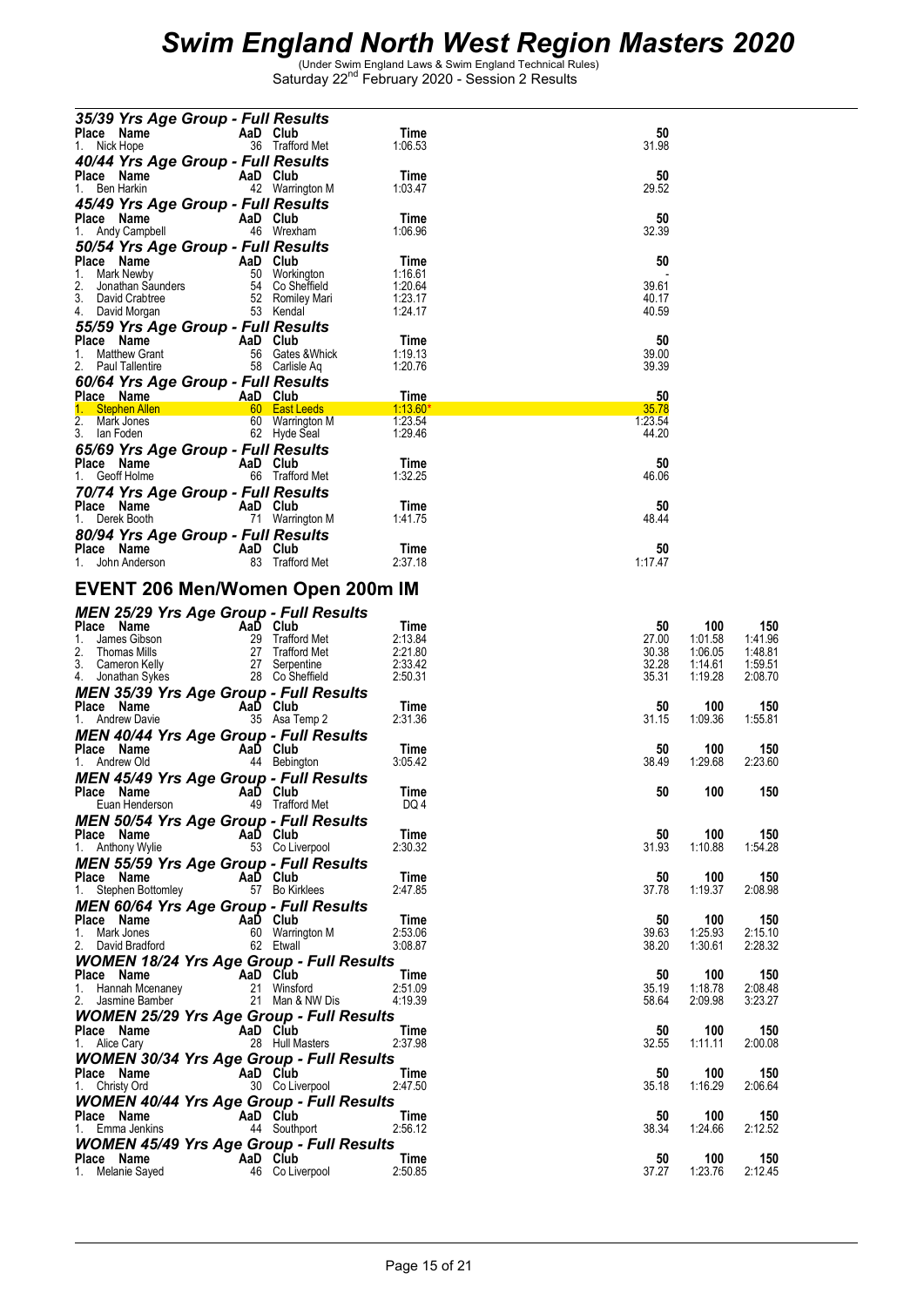# Swim England North West Region Masters 2020

(Under Swim England Laws & Swim England Technical Rules)
Saturday 22nd February 2020 - Session 2 Results

### 35/39 Yrs Age Group - Full Results

| Place | Name | AaD | Club | Time | 50 |
|---|---|---|---|---|---|
| 1. | Nick Hope | 36 | Trafford Met | 1:06.53 | 31.98 |

### 40/44 Yrs Age Group - Full Results

| Place | Name | AaD | Club | Time | 50 |
|---|---|---|---|---|---|
| 1. | Ben Harkin | 42 | Warrington M | 1:03.47 | 29.52 |

### 45/49 Yrs Age Group - Full Results

| Place | Name | AaD | Club | Time | 50 |
|---|---|---|---|---|---|
| 1. | Andy Campbell | 46 | Wrexham | 1:06.96 | 32.39 |

### 50/54 Yrs Age Group - Full Results

| Place | Name | AaD | Club | Time | 50 |
|---|---|---|---|---|---|
| 1. | Mark Newby | 50 | Workington | 1:16.61 | - |
| 2. | Jonathan Saunders | 54 | Co Sheffield | 1:20.64 | 39.61 |
| 3. | David Crabtree | 52 | Romiley Mari | 1:23.17 | 40.17 |
| 4. | David Morgan | 53 | Kendal | 1:24.17 | 40.59 |

### 55/59 Yrs Age Group - Full Results

| Place | Name | AaD | Club | Time | 50 |
|---|---|---|---|---|---|
| 1. | Matthew Grant | 56 | Gates &Whick | 1:19.13 | 39.00 |
| 2. | Paul Tallentire | 58 | Carlisle Aq | 1:20.76 | 39.39 |

### 60/64 Yrs Age Group - Full Results

| Place | Name | AaD | Club | Time | 50 |
|---|---|---|---|---|---|
| 1. | Stephen Allen | 60 | East Leeds | 1:13.60* | 35.78 |
| 2. | Mark Jones | 60 | Warrington M | 1:23.54 | 1:23.54 |
| 3. | Ian Foden | 62 | Hyde Seal | 1:29.46 | 44.20 |

### 65/69 Yrs Age Group - Full Results

| Place | Name | AaD | Club | Time | 50 |
|---|---|---|---|---|---|
| 1. | Geoff Holme | 66 | Trafford Met | 1:32.25 | 46.06 |

### 70/74 Yrs Age Group - Full Results

| Place | Name | AaD | Club | Time | 50 |
|---|---|---|---|---|---|
| 1. | Derek Booth | 71 | Warrington M | 1:41.75 | 48.44 |

### 80/94 Yrs Age Group - Full Results

| Place | Name | AaD | Club | Time | 50 |
|---|---|---|---|---|---|
| 1. | John Anderson | 83 | Trafford Met | 2:37.18 | 1:17.47 |

## EVENT 206 Men/Women Open 200m IM

### MEN 25/29 Yrs Age Group - Full Results

| Place | Name | AaD | Club | Time | 50 | 100 | 150 |
|---|---|---|---|---|---|---|---|
| 1. | James Gibson | 29 | Trafford Met | 2:13.84 | 27.00 | 1:01.58 | 1:41.96 |
| 2. | Thomas Mills | 27 | Trafford Met | 2:21.80 | 30.38 | 1:06.05 | 1:48.81 |
| 3. | Cameron Kelly | 27 | Serpentine | 2:33.42 | 32.28 | 1:14.61 | 1:59.51 |
| 4. | Jonathan Sykes | 28 | Co Sheffield | 2:50.31 | 35.31 | 1:19.28 | 2:08.70 |

### MEN 35/39 Yrs Age Group - Full Results

| Place | Name | AaD | Club | Time | 50 | 100 | 150 |
|---|---|---|---|---|---|---|---|
| 1. | Andrew Davie | 35 | Asa Temp 2 | 2:31.36 | 31.15 | 1:09.36 | 1:55.81 |

### MEN 40/44 Yrs Age Group - Full Results

| Place | Name | AaD | Club | Time | 50 | 100 | 150 |
|---|---|---|---|---|---|---|---|
| 1. | Andrew Old | 44 | Bebington | 3:05.42 | 38.49 | 1:29.68 | 2:23.60 |

### MEN 45/49 Yrs Age Group - Full Results

| Place | Name | AaD | Club | Time | 50 | 100 | 150 |
|---|---|---|---|---|---|---|---|
| | Euan Henderson | 49 | Trafford Met | DQ 4 | | | |

### MEN 50/54 Yrs Age Group - Full Results

| Place | Name | AaD | Club | Time | 50 | 100 | 150 |
|---|---|---|---|---|---|---|---|
| 1. | Anthony Wylie | 53 | Co Liverpool | 2:30.32 | 31.93 | 1:10.88 | 1:54.28 |

### MEN 55/59 Yrs Age Group - Full Results

| Place | Name | AaD | Club | Time | 50 | 100 | 150 |
|---|---|---|---|---|---|---|---|
| 1. | Stephen Bottomley | 57 | Bo Kirklees | 2:47.85 | 37.78 | 1:19.37 | 2:08.98 |

### MEN 60/64 Yrs Age Group - Full Results

| Place | Name | AaD | Club | Time | 50 | 100 | 150 |
|---|---|---|---|---|---|---|---|
| 1. | Mark Jones | 60 | Warrington M | 2:53.06 | 39.63 | 1:25.93 | 2:15.10 |
| 2. | David Bradford | 62 | Etwall | 3:08.87 | 38.20 | 1:30.61 | 2:28.32 |

### WOMEN 18/24 Yrs Age Group - Full Results

| Place | Name | AaD | Club | Time | 50 | 100 | 150 |
|---|---|---|---|---|---|---|---|
| 1. | Hannah Mcenaney | 21 | Winsford | 2:51.09 | 35.19 | 1:18.78 | 2:08.48 |
| 2. | Jasmine Bamber | 21 | Man & NW Dis | 4:19.39 | 58.64 | 2:09.98 | 3:23.27 |

### WOMEN 25/29 Yrs Age Group - Full Results

| Place | Name | AaD | Club | Time | 50 | 100 | 150 |
|---|---|---|---|---|---|---|---|
| 1. | Alice Cary | 28 | Hull Masters | 2:37.98 | 32.55 | 1:11.11 | 2:00.08 |

### WOMEN 30/34 Yrs Age Group - Full Results

| Place | Name | AaD | Club | Time | 50 | 100 | 150 |
|---|---|---|---|---|---|---|---|
| 1. | Christy Ord | 30 | Co Liverpool | 2:47.50 | 35.18 | 1:16.29 | 2:06.64 |

### WOMEN 40/44 Yrs Age Group - Full Results

| Place | Name | AaD | Club | Time | 50 | 100 | 150 |
|---|---|---|---|---|---|---|---|
| 1. | Emma Jenkins | 44 | Southport | 2:56.12 | 38.34 | 1:24.66 | 2:12.52 |

### WOMEN 45/49 Yrs Age Group - Full Results

| Place | Name | AaD | Club | Time | 50 | 100 | 150 |
|---|---|---|---|---|---|---|---|
| 1. | Melanie Sayed | 46 | Co Liverpool | 2:50.85 | 37.27 | 1:23.76 | 2:12.45 |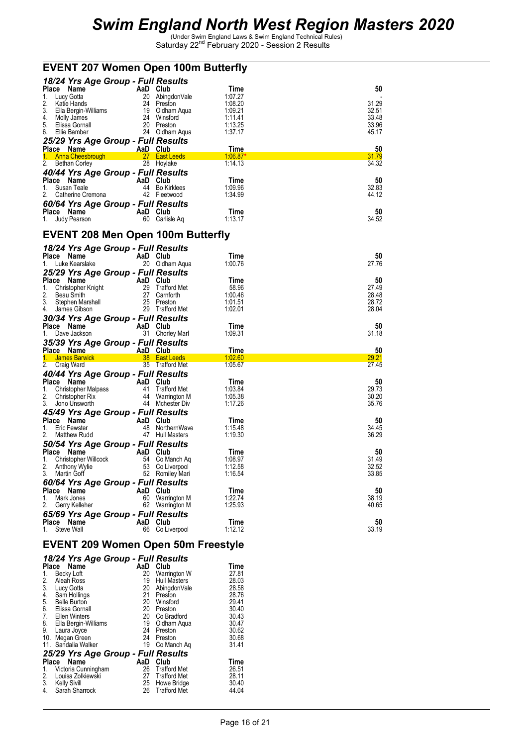# Swim England North West Region Masters 2020

(Under Swim England Laws & Swim England Technical Rules)
Saturday 22nd February 2020 - Session 2 Results

## EVENT 207 Women Open 100m Butterfly

### 18/24 Yrs Age Group - Full Results

| Place | Name | AaD | Club | Time | 50 |
|---|---|---|---|---|---|
| 1. | Lucy Gotta | 20 | AbingdonVale | 1:07.27 | - |
| 2. | Katie Hands | 24 | Preston | 1:08.20 | 31.29 |
| 3. | Ella Bergin-Williams | 19 | Oldham Aqua | 1:09.21 | 32.51 |
| 4. | Molly James | 24 | Winsford | 1:11.41 | 33.48 |
| 5. | Elissa Gornall | 20 | Preston | 1:13.25 | 33.96 |
| 6. | Ellie Bamber | 24 | Oldham Aqua | 1:37.17 | 45.17 |

### 25/29 Yrs Age Group - Full Results

| Place | Name | AaD | Club | Time | 50 |
|---|---|---|---|---|---|
| 1. | Anna Cheesbrough | 27 | East Leeds | 1:06.87* | 31.79 |
| 2. | Bethan Corley | 28 | Hoylake | 1:14.13 | 34.32 |

### 40/44 Yrs Age Group - Full Results

| Place | Name | AaD | Club | Time | 50 |
|---|---|---|---|---|---|
| 1. | Susan Teale | 44 | Bo Kirklees | 1:09.96 | 32.83 |
| 2. | Catherine Cremona | 42 | Fleetwood | 1:34.99 | 44.12 |

### 60/64 Yrs Age Group - Full Results

| Place | Name | AaD | Club | Time | 50 |
|---|---|---|---|---|---|
| 1. | Judy Pearson | 60 | Carlisle Aq | 1:13.17 | 34.52 |

## EVENT 208 Men Open 100m Butterfly

### 18/24 Yrs Age Group - Full Results

| Place | Name | AaD | Club | Time | 50 |
|---|---|---|---|---|---|
| 1. | Luke Kearslake | 20 | Oldham Aqua | 1:00.76 | 27.76 |

### 25/29 Yrs Age Group - Full Results

| Place | Name | AaD | Club | Time | 50 |
|---|---|---|---|---|---|
| 1. | Christopher Knight | 29 | Trafford Met | 58.96 | 27.49 |
| 2. | Beau Smith | 27 | Carnforth | 1:00.46 | 28.48 |
| 3. | Stephen Marshall | 25 | Preston | 1:01.51 | 28.72 |
| 4. | James Gibson | 29 | Trafford Met | 1:02.01 | 28.04 |

### 30/34 Yrs Age Group - Full Results

| Place | Name | AaD | Club | Time | 50 |
|---|---|---|---|---|---|
| 1. | Dave Jackson | 31 | Chorley Marl | 1:09.31 | 31.18 |

### 35/39 Yrs Age Group - Full Results

| Place | Name | AaD | Club | Time | 50 |
|---|---|---|---|---|---|
| 1. | James Barwick | 38 | East Leeds | 1:02.60 | 29.21 |
| 2. | Craig Ward | 35 | Trafford Met | 1:05.67 | 27.45 |

### 40/44 Yrs Age Group - Full Results

| Place | Name | AaD | Club | Time | 50 |
|---|---|---|---|---|---|
| 1. | Christopher Malpass | 41 | Trafford Met | 1:03.84 | 29.73 |
| 2. | Christopher Rix | 44 | Warrington M | 1:05.38 | 30.20 |
| 3. | Jono Unsworth | 44 | Mchester Div | 1:17.26 | 35.76 |

### 45/49 Yrs Age Group - Full Results

| Place | Name | AaD | Club | Time | 50 |
|---|---|---|---|---|---|
| 1. | Eric Fewster | 48 | NorthernWave | 1:15.48 | 34.45 |
| 2. | Matthew Rudd | 47 | Hull Masters | 1:19.30 | 36.29 |

### 50/54 Yrs Age Group - Full Results

| Place | Name | AaD | Club | Time | 50 |
|---|---|---|---|---|---|
| 1. | Christopher Willcock | 54 | Co Manch Aq | 1:08.97 | 31.49 |
| 2. | Anthony Wylie | 53 | Co Liverpool | 1:12.58 | 32.52 |
| 3. | Martin Goff | 52 | Romiley Mari | 1:16.54 | 33.85 |

### 60/64 Yrs Age Group - Full Results

| Place | Name | AaD | Club | Time | 50 |
|---|---|---|---|---|---|
| 1. | Mark Jones | 60 | Warrington M | 1:22.74 | 38.19 |
| 2. | Gerry Kelleher | 62 | Warrington M | 1:25.93 | 40.65 |

### 65/69 Yrs Age Group - Full Results

| Place | Name | AaD | Club | Time | 50 |
|---|---|---|---|---|---|
| 1. | Steve Wall | 66 | Co Liverpool | 1:12.12 | 33.19 |

## EVENT 209 Women Open 50m Freestyle

### 18/24 Yrs Age Group - Full Results

| Place | Name | AaD | Club | Time |
|---|---|---|---|---|
| 1. | Becky Loft | 20 | Warrington W | 27.81 |
| 2. | Aleah Ross | 19 | Hull Masters | 28.03 |
| 3. | Lucy Gotta | 20 | AbingdonVale | 28.58 |
| 4. | Sam Hollings | 21 | Preston | 28.76 |
| 5. | Belle Burton | 20 | Winsford | 29.41 |
| 6. | Elissa Gornall | 20 | Preston | 30.40 |
| 7. | Ellen Winters | 20 | Co Bradford | 30.43 |
| 8. | Ella Bergin-Williams | 19 | Oldham Aqua | 30.47 |
| 9. | Laura Joyce | 24 | Preston | 30.62 |
| 10. | Megan Green | 24 | Preston | 30.68 |
| 11. | Sandalia Walker | 19 | Co Manch Aq | 31.41 |

### 25/29 Yrs Age Group - Full Results

| Place | Name | AaD | Club | Time |
|---|---|---|---|---|
| 1. | Victoria Cunningham | 26 | Trafford Met | 26.51 |
| 2. | Louisa Zolkiewski | 27 | Trafford Met | 28.11 |
| 3. | Kelly Sivill | 25 | Howe Bridge | 30.40 |
| 4. | Sarah Sharrock | 26 | Trafford Met | 44.04 |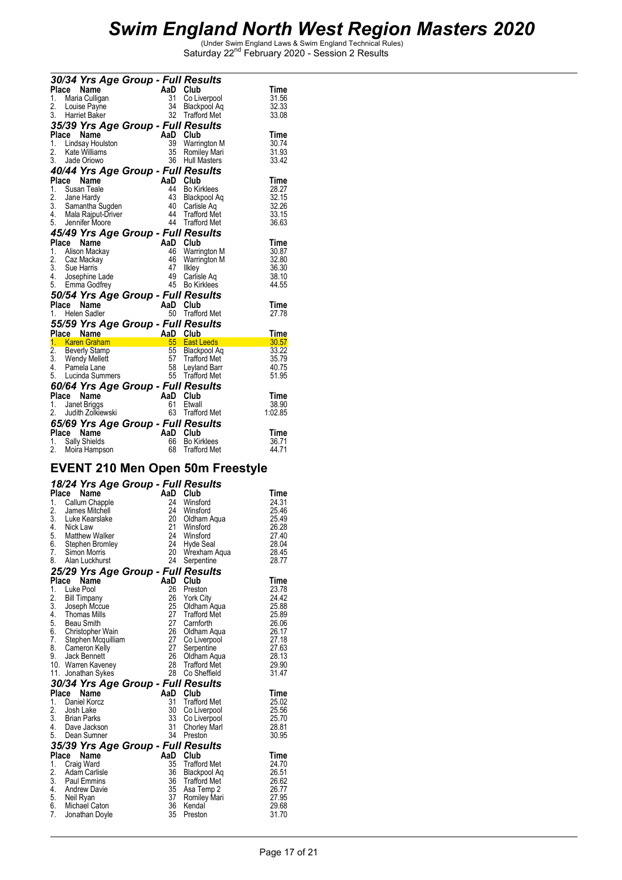### 30/34 Yrs Age Group - Full Results

| Place | Name | AaD | Club | Time |
|---|---|---|---|---|
| 1. | Maria Culligan | 31 | Co Liverpool | 31.56 |
| 2. | Louise Payne | 34 | Blackpool Aq | 32.33 |
| 3. | Harriet Baker | 32 | Trafford Met | 33.08 |

### 35/39 Yrs Age Group - Full Results

| Place | Name | AaD | Club | Time |
|---|---|---|---|---|
| 1. | Lindsay Houlston | 39 | Warrington M | 30.74 |
| 2. | Kate Williams | 35 | Romiley Mari | 31.93 |
| 3. | Jade Oriowo | 36 | Hull Masters | 33.42 |

### 40/44 Yrs Age Group - Full Results

| Place | Name | AaD | Club | Time |
|---|---|---|---|---|
| 1. | Susan Teale | 44 | Bo Kirklees | 28.27 |
| 2. | Jane Hardy | 43 | Blackpool Aq | 32.15 |
| 3. | Samantha Sugden | 40 | Carlisle Aq | 32.26 |
| 4. | Mala Rajput-Driver | 44 | Trafford Met | 33.15 |
| 5. | Jennifer Moore | 44 | Trafford Met | 36.63 |

### 45/49 Yrs Age Group - Full Results

| Place | Name | AaD | Club | Time |
|---|---|---|---|---|
| 1. | Alison Mackay | 46 | Warrington M | 30.87 |
| 2. | Caz Mackay | 46 | Warrington M | 32.80 |
| 3. | Sue Harris | 47 | Ilkley | 36.30 |
| 4. | Josephine Lade | 49 | Carlisle Aq | 38.10 |
| 5. | Emma Godfrey | 45 | Bo Kirklees | 44.55 |

### 50/54 Yrs Age Group - Full Results

| Place | Name | AaD | Club | Time |
|---|---|---|---|---|
| 1. | Helen Sadler | 50 | Trafford Met | 27.78 |

### 55/59 Yrs Age Group - Full Results

| Place | Name | AaD | Club | Time |
|---|---|---|---|---|
| 1. | Karen Graham | 55 | East Leeds | 30.57 |
| 2. | Beverly Stamp | 55 | Blackpool Aq | 33.22 |
| 3. | Wendy Mellett | 57 | Trafford Met | 35.79 |
| 4. | Pamela Lane | 58 | Leyland Barr | 40.75 |
| 5. | Lucinda Summers | 55 | Trafford Met | 51.95 |

### 60/64 Yrs Age Group - Full Results

| Place | Name | AaD | Club | Time |
|---|---|---|---|---|
| 1. | Janet Briggs | 61 | Etwall | 38.90 |
| 2. | Judith Zolkiewski | 63 | Trafford Met | 1:02.85 |

### 65/69 Yrs Age Group - Full Results

| Place | Name | AaD | Club | Time |
|---|---|---|---|---|
| 1. | Sally Shields | 66 | Bo Kirklees | 36.71 |
| 2. | Moira Hampson | 68 | Trafford Met | 44.71 |

## EVENT 210 Men Open 50m Freestyle

### 18/24 Yrs Age Group - Full Results

| Place | Name | AaD | Club | Time |
|---|---|---|---|---|
| 1. | Callum Chapple | 24 | Winsford | 24.31 |
| 2. | James Mitchell | 24 | Winsford | 25.46 |
| 3. | Luke Kearslake | 20 | Oldham Aqua | 25.49 |
| 4. | Nick Law | 21 | Winsford | 26.28 |
| 5. | Matthew Walker | 24 | Winsford | 27.40 |
| 6. | Stephen Bromley | 24 | Hyde Seal | 28.04 |
| 7. | Simon Morris | 20 | Wrexham Aqua | 28.45 |
| 8. | Alan Luckhurst | 24 | Serpentine | 28.77 |

### 25/29 Yrs Age Group - Full Results

| Place | Name | AaD | Club | Time |
|---|---|---|---|---|
| 1. | Luke Pool | 26 | Preston | 23.78 |
| 2. | Bill Timpany | 26 | York City | 24.42 |
| 3. | Joseph Mccue | 25 | Oldham Aqua | 25.88 |
| 4. | Thomas Mills | 27 | Trafford Met | 25.89 |
| 5. | Beau Smith | 27 | Carnforth | 26.06 |
| 6. | Christopher Wain | 26 | Oldham Aqua | 26.17 |
| 7. | Stephen Mcquilliam | 27 | Co Liverpool | 27.18 |
| 8. | Cameron Kelly | 27 | Serpentine | 27.63 |
| 9. | Jack Bennett | 26 | Oldham Aqua | 28.13 |
| 10. | Warren Kaveney | 28 | Trafford Met | 29.90 |
| 11. | Jonathan Sykes | 28 | Co Sheffield | 31.47 |

### 30/34 Yrs Age Group - Full Results

| Place | Name | AaD | Club | Time |
|---|---|---|---|---|
| 1. | Daniel Korcz | 31 | Trafford Met | 25.02 |
| 2. | Josh Lake | 30 | Co Liverpool | 25.56 |
| 3. | Brian Parks | 33 | Co Liverpool | 25.70 |
| 4. | Dave Jackson | 31 | Chorley Marl | 28.81 |
| 5. | Dean Sumner | 34 | Preston | 30.95 |

### 35/39 Yrs Age Group - Full Results

| Place | Name | AaD | Club | Time |
|---|---|---|---|---|
| 1. | Craig Ward | 35 | Trafford Met | 24.70 |
| 2. | Adam Carlisle | 36 | Blackpool Aq | 26.51 |
| 3. | Paul Emmins | 36 | Trafford Met | 26.62 |
| 4. | Andrew Davie | 35 | Asa Temp 2 | 26.77 |
| 5. | Neil Ryan | 37 | Romiley Mari | 27.95 |
| 6. | Michael Caton | 36 | Kendal | 29.68 |
| 7. | Jonathan Doyle | 35 | Preston | 31.70 |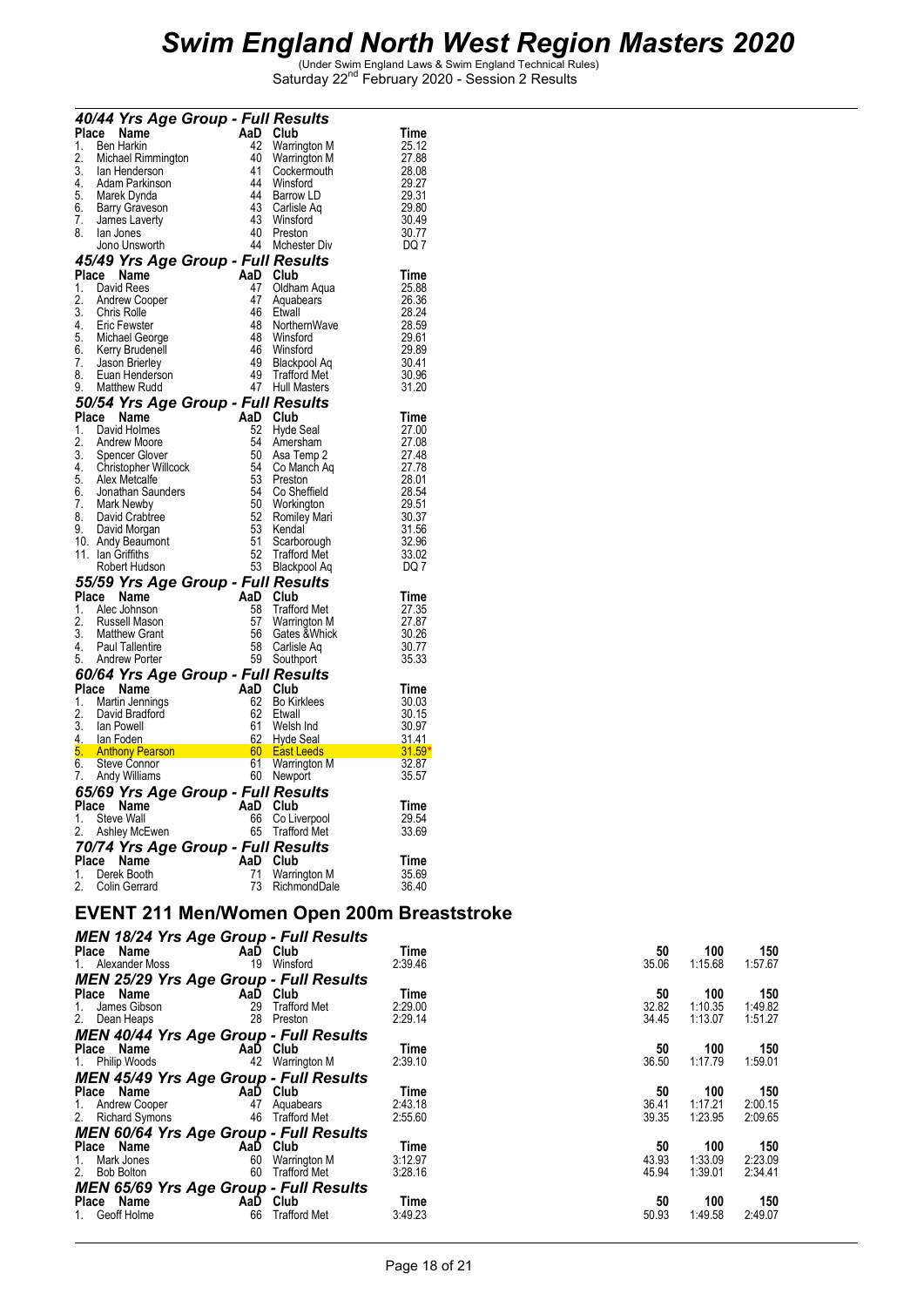#### 40/44 Yrs Age Group - Full Results

| Place | Name | AaD | Club | Time |
|---|---|---|---|---|
| 1. | Ben Harkin | 42 | Warrington M | 25.12 |
| 2. | Michael Rimmington | 40 | Warrington M | 27.88 |
| 3. | Ian Henderson | 41 | Cockermouth | 28.08 |
| 4. | Adam Parkinson | 44 | Winsford | 29.27 |
| 5. | Marek Dynda | 44 | Barrow LD | 29.31 |
| 6. | Barry Graveson | 43 | Carlisle Aq | 29.80 |
| 7. | James Laverty | 43 | Winsford | 30.49 |
| 8. | Ian Jones | 40 | Preston | 30.77 |
| | Jono Unsworth | 44 | Mchester Div | DQ 7 |

#### 45/49 Yrs Age Group - Full Results

| Place | Name | AaD | Club | Time |
|---|---|---|---|---|
| 1. | David Rees | 47 | Oldham Aqua | 25.88 |
| 2. | Andrew Cooper | 47 | Aquabears | 26.36 |
| 3. | Chris Rolle | 46 | Etwall | 28.24 |
| 4. | Eric Fewster | 48 | NorthernWave | 28.59 |
| 5. | Michael George | 48 | Winsford | 29.61 |
| 6. | Kerry Brudenell | 46 | Winsford | 29.89 |
| 7. | Jason Brierley | 49 | Blackpool Aq | 30.41 |
| 8. | Euan Henderson | 49 | Trafford Met | 30.96 |
| 9. | Matthew Rudd | 47 | Hull Masters | 31.20 |

#### 50/54 Yrs Age Group - Full Results

| Place | Name | AaD | Club | Time |
|---|---|---|---|---|
| 1. | David Holmes | 52 | Hyde Seal | 27.00 |
| 2. | Andrew Moore | 54 | Amersham | 27.08 |
| 3. | Spencer Glover | 50 | Asa Temp 2 | 27.48 |
| 4. | Christopher Willcock | 54 | Co Manch Aq | 27.78 |
| 5. | Alex Metcalfe | 53 | Preston | 28.01 |
| 6. | Jonathan Saunders | 54 | Co Sheffield | 28.54 |
| 7. | Mark Newby | 50 | Workington | 29.51 |
| 8. | David Crabtree | 52 | Romiley Mari | 30.37 |
| 9. | David Morgan | 53 | Kendal | 31.56 |
| 10. | Andy Beaumont | 51 | Scarborough | 32.96 |
| 11. | Ian Griffiths | 52 | Trafford Met | 33.02 |
| | Robert Hudson | 53 | Blackpool Aq | DQ 7 |

#### 55/59 Yrs Age Group - Full Results

| Place | Name | AaD | Club | Time |
|---|---|---|---|---|
| 1. | Alec Johnson | 58 | Trafford Met | 27.35 |
| 2. | Russell Mason | 57 | Warrington M | 27.87 |
| 3. | Matthew Grant | 56 | Gates &Whick | 30.26 |
| 4. | Paul Tallentire | 58 | Carlisle Aq | 30.77 |
| 5. | Andrew Porter | 59 | Southport | 35.33 |

#### 60/64 Yrs Age Group - Full Results

| Place | Name | AaD | Club | Time |
|---|---|---|---|---|
| 1. | Martin Jennings | 62 | Bo Kirklees | 30.03 |
| 2. | David Bradford | 62 | Etwall | 30.15 |
| 3. | Ian Powell | 61 | Welsh Ind | 30.97 |
| 4. | Ian Foden | 62 | Hyde Seal | 31.41 |
| 5. | Anthony Pearson | 60 | East Leeds | 31.59* |
| 6. | Steve Connor | 61 | Warrington M | 32.87 |
| 7. | Andy Williams | 60 | Newport | 35.57 |

#### 65/69 Yrs Age Group - Full Results

| Place | Name | AaD | Club | Time |
|---|---|---|---|---|
| 1. | Steve Wall | 66 | Co Liverpool | 29.54 |
| 2. | Ashley McEwen | 65 | Trafford Met | 33.69 |

#### 70/74 Yrs Age Group - Full Results

| Place | Name | AaD | Club | Time |
|---|---|---|---|---|
| 1. | Derek Booth | 71 | Warrington M | 35.69 |
| 2. | Colin Gerrard | 73 | RichmondDale | 36.40 |

## EVENT 211 Men/Women Open 200m Breaststroke

#### MEN 18/24 Yrs Age Group - Full Results

| Place | Name | AaD | Club | Time | 50 | 100 | 150 |
|---|---|---|---|---|---|---|---|
| 1. | Alexander Moss | 19 | Winsford | 2:39.46 | 35.06 | 1:15.68 | 1:57.67 |

#### MEN 25/29 Yrs Age Group - Full Results

| Place | Name | AaD | Club | Time | 50 | 100 | 150 |
|---|---|---|---|---|---|---|---|
| 1. | James Gibson | 29 | Trafford Met | 2:29.00 | 32.82 | 1:10.35 | 1:49.82 |
| 2. | Dean Heaps | 28 | Preston | 2:29.14 | 34.45 | 1:13.07 | 1:51.27 |

#### MEN 40/44 Yrs Age Group - Full Results

| Place | Name | AaD | Club | Time | 50 | 100 | 150 |
|---|---|---|---|---|---|---|---|
| 1. | Philip Woods | 42 | Warrington M | 2:39.10 | 36.50 | 1:17.79 | 1:59.01 |

#### MEN 45/49 Yrs Age Group - Full Results

| Place | Name | AaD | Club | Time | 50 | 100 | 150 |
|---|---|---|---|---|---|---|---|
| 1. | Andrew Cooper | 47 | Aquabears | 2:43.18 | 36.41 | 1:17.21 | 2:00.15 |
| 2. | Richard Symons | 46 | Trafford Met | 2:55.60 | 39.35 | 1:23.95 | 2:09.65 |

#### MEN 60/64 Yrs Age Group - Full Results

| Place | Name | AaD | Club | Time | 50 | 100 | 150 |
|---|---|---|---|---|---|---|---|
| 1. | Mark Jones | 60 | Warrington M | 3:12.97 | 43.93 | 1:33.09 | 2:23.09 |
| 2. | Bob Bolton | 60 | Trafford Met | 3:28.16 | 45.94 | 1:39.01 | 2:34.41 |

#### MEN 65/69 Yrs Age Group - Full Results

| Place | Name | AaD | Club | Time | 50 | 100 | 150 |
|---|---|---|---|---|---|---|---|
| 1. | Geoff Holme | 66 | Trafford Met | 3:49.23 | 50.93 | 1:49.58 | 2:49.07 |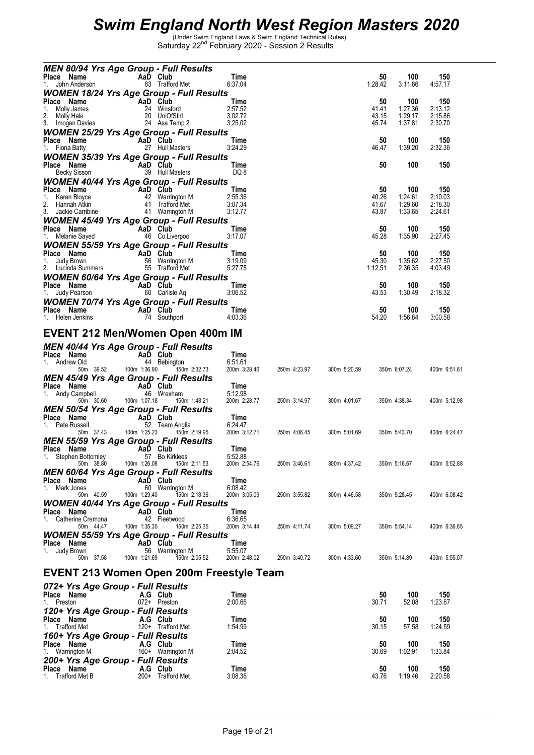# Swim England North West Region Masters 2020

(Under Swim England Laws & Swim England Technical Rules)

Saturday 22nd February 2020 - Session 2 Results

### MEN 80/94 Yrs Age Group - Full Results

| Place | Name | AaD | Club | Time | 50 | 100 | 150 |
|---|---|---|---|---|---|---|---|
| 1. | John Anderson | 83 | Trafford Met | 6:37.04 | 1:28.42 | 3:11.86 | 4:57.17 |

### WOMEN 18/24 Yrs Age Group - Full Results

| Place | Name | AaD | Club | Time | 50 | 100 | 150 |
|---|---|---|---|---|---|---|---|
| 1. | Molly James | 24 | Winsford | 2:57.52 | 41.41 | 1:27.36 | 2:13.12 |
| 2. | Molly Hale | 20 | UniOfStirl | 3:02.72 | 43.15 | 1:29.17 | 2:15.86 |
| 3. | Imogen Davies | 24 | Asa Temp 2 | 3:25.02 | 45.74 | 1:37.81 | 2:30.70 |

### WOMEN 25/29 Yrs Age Group - Full Results

| Place | Name | AaD | Club | Time | 50 | 100 | 150 |
|---|---|---|---|---|---|---|---|
| 1. | Fiona Batty | 27 | Hull Masters | 3:24.29 | 46.47 | 1:39.20 | 2:32.36 |

### WOMEN 35/39 Yrs Age Group - Full Results

| Place | Name | AaD | Club | Time | 50 | 100 | 150 |
|---|---|---|---|---|---|---|---|
| | Becky Sisson | 39 | Hull Masters | DQ 8 | | | |

### WOMEN 40/44 Yrs Age Group - Full Results

| Place | Name | AaD | Club | Time | 50 | 100 | 150 |
|---|---|---|---|---|---|---|---|
| 1. | Karen Bloyce | 42 | Warrington M | 2:55.36 | 40.26 | 1:24.61 | 2:10.03 |
| 2. | Hannah Atkin | 41 | Trafford Met | 3:07.34 | 41.67 | 1:29.60 | 2:18.30 |
| 3. | Jackie Carribine | 41 | Warrington M | 3:12.77 | 43.87 | 1:33.65 | 2:24.61 |

### WOMEN 45/49 Yrs Age Group - Full Results

| Place | Name | AaD | Club | Time | 50 | 100 | 150 |
|---|---|---|---|---|---|---|---|
| 1. | Melanie Sayed | 46 | Co Liverpool | 3:17.07 | 45.28 | 1:35.90 | 2:27.45 |

### WOMEN 55/59 Yrs Age Group - Full Results

| Place | Name | AaD | Club | Time | 50 | 100 | 150 |
|---|---|---|---|---|---|---|---|
| 1. | Judy Brown | 56 | Warrington M | 3:19.09 | 45.30 | 1:35.62 | 2:27.50 |
| 2. | Lucinda Summers | 55 | Trafford Met | 5:27.75 | 1:12.51 | 2:36.35 | 4:03.49 |

### WOMEN 60/64 Yrs Age Group - Full Results

| Place | Name | AaD | Club | Time | 50 | 100 | 150 |
|---|---|---|---|---|---|---|---|
| 1. | Judy Pearson | 60 | Carlisle Aq | 3:06.52 | 43.53 | 1:30.49 | 2:18.32 |

### WOMEN 70/74 Yrs Age Group - Full Results

| Place | Name | AaD | Club | Time | 50 | 100 | 150 |
|---|---|---|---|---|---|---|---|
| 1. | Helen Jenkins | 74 | Southport | 4:03.36 | 54.20 | 1:56.84 | 3:00.58 |

## EVENT 212 Men/Women Open 400m IM

### MEN 40/44 Yrs Age Group - Full Results

| Place | Name | AaD | Club | Time |
|---|---|---|---|---|
| 1. | Andrew Old | 44 | Bebington | 6:51.61 |

50m 39.52 | 100m 1:36.90 | 150m 2:32.73 | 200m 3:28.46 | 250m 4:23.97 | 300m 5:20.59 | 350m 6:07.24 | 400m 6:51.61

### MEN 45/49 Yrs Age Group - Full Results

| Place | Name | AaD | Club | Time |
|---|---|---|---|---|
| 1. | Andy Campbell | 46 | Wrexham | 5:12.98 |

50m 30.60 | 100m 1:07.18 | 150m 1:48.21 | 200m 2:28.77 | 250m 3:14.97 | 300m 4:01.67 | 350m 4:38.34 | 400m 5:12.98

### MEN 50/54 Yrs Age Group - Full Results

| Place | Name | AaD | Club | Time |
|---|---|---|---|---|
| 1. | Pete Russell | 52 | Team Anglia | 6:24.47 |

50m 37.43 | 100m 1:25.23 | 150m 2:19.95 | 200m 3:12.71 | 250m 4:06.45 | 300m 5:01.69 | 350m 5:43.70 | 400m 6:24.47

### MEN 55/59 Yrs Age Group - Full Results

| Place | Name | AaD | Club | Time |
|---|---|---|---|---|
| 1. | Stephen Bottomley | 57 | Bo Kirklees | 5:52.88 |

50m 38.80 | 100m 1:26.08 | 150m 2:11.53 | 200m 2:54.76 | 250m 3:46.61 | 300m 4:37.42 | 350m 5:16.67 | 400m 5:52.88

### MEN 60/64 Yrs Age Group - Full Results

| Place | Name | AaD | Club | Time |
|---|---|---|---|---|
| 1. | Mark Jones | 60 | Warrington M | 6:08.42 |

50m 40.59 | 100m 1:29.40 | 150m 2:18.36 | 200m 3:05.09 | 250m 3:55.82 | 300m 4:46.58 | 350m 5:28.45 | 400m 6:08.42

### WOMEN 40/44 Yrs Age Group - Full Results

| Place | Name | AaD | Club | Time |
|---|---|---|---|---|
| 1. | Catherine Cremona | 42 | Fleetwood | 6:36.65 |

50m 44.47 | 100m 1:35.35 | 150m 2:25.35 | 200m 3:14.44 | 250m 4:11.74 | 300m 5:09.27 | 350m 5:54.14 | 400m 6:36.65

### WOMEN 55/59 Yrs Age Group - Full Results

| Place | Name | AaD | Club | Time |
|---|---|---|---|---|
| 1. | Judy Brown | 56 | Warrington M | 5:55.07 |

50m 37.58 | 100m 1:21.69 | 150m 2:05.52 | 200m 2:48.02 | 250m 3:40.72 | 300m 4:33.60 | 350m 5:14.89 | 400m 5:55.07

## EVENT 213 Women Open 200m Freestyle Team

### 072+ Yrs Age Group - Full Results

| Place | Name | A.G | Club | Time | 50 | 100 | 150 |
|---|---|---|---|---|---|---|---|
| 1. | Preston | 072+ | Preston | 2:00.66 | 30.71 | 52.08 | 1:23.67 |

### 120+ Yrs Age Group - Full Results

| Place | Name | A.G | Club | Time | 50 | 100 | 150 |
|---|---|---|---|---|---|---|---|
| 1. | Trafford Met | 120+ | Trafford Met | 1:54.99 | 30.15 | 57.58 | 1:24.59 |

### 160+ Yrs Age Group - Full Results

| Place | Name | A.G | Club | Time | 50 | 100 | 150 |
|---|---|---|---|---|---|---|---|
| 1. | Warrington M | 160+ | Warrington M | 2:04.52 | 30.69 | 1:02.91 | 1:33.84 |

### 200+ Yrs Age Group - Full Results

| Place | Name | A.G | Club | Time | 50 | 100 | 150 |
|---|---|---|---|---|---|---|---|
| 1. | Trafford Met B | 200+ | Trafford Met | 3:08.36 | 43.76 | 1:19.46 | 2:20.58 |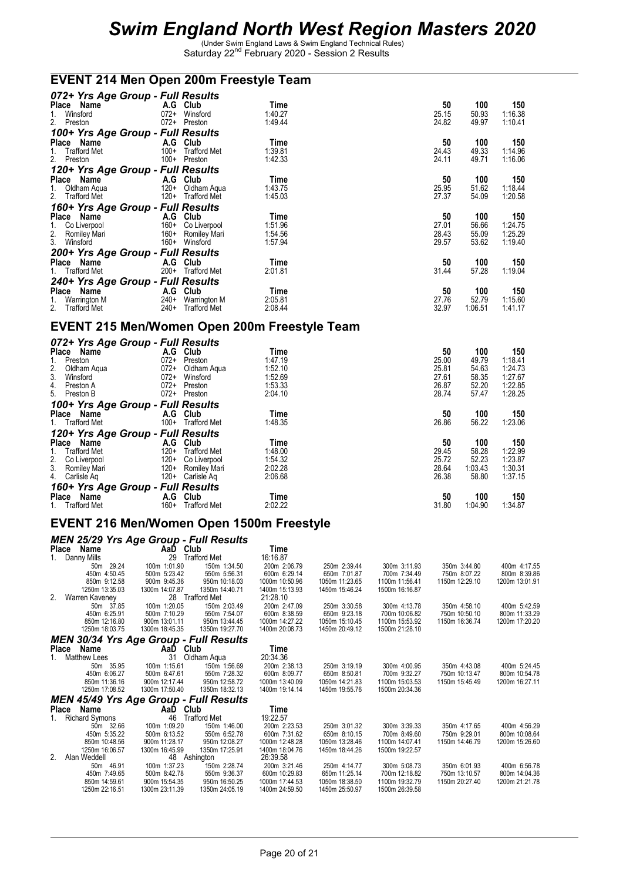# Swim England North West Region Masters 2020

(Under Swim England Laws & Swim England Technical Rules)
Saturday 22nd February 2020 - Session 2 Results

## EVENT 214 Men Open 200m Freestyle Team

### 072+ Yrs Age Group - Full Results

| Place | Name | A.G | Club | Time | 50 | 100 | 150 |
|---|---|---|---|---|---|---|---|
| 1. | Winsford | 072+ | Winsford | 1:40.27 | 25.15 | 50.93 | 1:16.38 |
| 2. | Preston | 072+ | Preston | 1:49.44 | 24.82 | 49.97 | 1:10.41 |

### 100+ Yrs Age Group - Full Results

| Place | Name | A.G | Club | Time | 50 | 100 | 150 |
|---|---|---|---|---|---|---|---|
| 1. | Trafford Met | 100+ | Trafford Met | 1:39.81 | 24.43 | 49.33 | 1:14.96 |
| 2. | Preston | 100+ | Preston | 1:42.33 | 24.11 | 49.71 | 1:16.06 |

### 120+ Yrs Age Group - Full Results

| Place | Name | A.G | Club | Time | 50 | 100 | 150 |
|---|---|---|---|---|---|---|---|
| 1. | Oldham Aqua | 120+ | Oldham Aqua | 1:43.75 | 25.95 | 51.62 | 1:18.44 |
| 2. | Trafford Met | 120+ | Trafford Met | 1:45.03 | 27.37 | 54.09 | 1:20.58 |

### 160+ Yrs Age Group - Full Results

| Place | Name | A.G | Club | Time | 50 | 100 | 150 |
|---|---|---|---|---|---|---|---|
| 1. | Co Liverpool | 160+ | Co Liverpool | 1:51.96 | 27.01 | 56.66 | 1:24.75 |
| 2. | Romiley Mari | 160+ | Romiley Mari | 1:54.56 | 28.43 | 55.09 | 1:25.29 |
| 3. | Winsford | 160+ | Winsford | 1:57.94 | 29.57 | 53.62 | 1:19.40 |

### 200+ Yrs Age Group - Full Results

| Place | Name | A.G | Club | Time | 50 | 100 | 150 |
|---|---|---|---|---|---|---|---|
| 1. | Trafford Met | 200+ | Trafford Met | 2:01.81 | 31.44 | 57.28 | 1:19.04 |

### 240+ Yrs Age Group - Full Results

| Place | Name | A.G | Club | Time | 50 | 100 | 150 |
|---|---|---|---|---|---|---|---|
| 1. | Warrington M | 240+ | Warrington M | 2:05.81 | 27.76 | 52.79 | 1:15.60 |
| 2. | Trafford Met | 240+ | Trafford Met | 2:08.44 | 32.97 | 1:06.51 | 1:41.17 |

## EVENT 215 Men/Women Open 200m Freestyle Team

### 072+ Yrs Age Group - Full Results

| Place | Name | A.G | Club | Time | 50 | 100 | 150 |
|---|---|---|---|---|---|---|---|
| 1. | Preston | 072+ | Preston | 1:47.19 | 25.00 | 49.79 | 1:18.41 |
| 2. | Oldham Aqua | 072+ | Oldham Aqua | 1:52.10 | 25.81 | 54.63 | 1:24.73 |
| 3. | Winsford | 072+ | Winsford | 1:52.69 | 27.61 | 58.35 | 1:27.67 |
| 4. | Preston A | 072+ | Preston | 1:53.33 | 26.87 | 52.20 | 1:22.85 |
| 5. | Preston B | 072+ | Preston | 2:04.10 | 28.74 | 57.47 | 1:28.25 |

### 100+ Yrs Age Group - Full Results

| Place | Name | A.G | Club | Time | 50 | 100 | 150 |
|---|---|---|---|---|---|---|---|
| 1. | Trafford Met | 100+ | Trafford Met | 1:48.35 | 26.86 | 56.22 | 1:23.06 |

### 120+ Yrs Age Group - Full Results

| Place | Name | A.G | Club | Time | 50 | 100 | 150 |
|---|---|---|---|---|---|---|---|
| 1. | Trafford Met | 120+ | Trafford Met | 1:48.00 | 29.45 | 58.28 | 1:22.99 |
| 2. | Co Liverpool | 120+ | Co Liverpool | 1:54.32 | 25.72 | 52.23 | 1:23.87 |
| 3. | Romiley Mari | 120+ | Romiley Mari | 2:02.28 | 28.64 | 1:03.43 | 1:30.31 |
| 4. | Carlisle Aq | 120+ | Carlisle Aq | 2:06.68 | 26.38 | 58.80 | 1:37.15 |

### 160+ Yrs Age Group - Full Results

| Place | Name | A.G | Club | Time | 50 | 100 | 150 |
|---|---|---|---|---|---|---|---|
| 1. | Trafford Met | 160+ | Trafford Met | 2:02.22 | 31.80 | 1:04.90 | 1:34.87 |

## EVENT 216 Men/Women Open 1500m Freestyle

### MEN 25/29 Yrs Age Group - Full Results

| Place | Name | AaD | Club | Time |
|---|---|---|---|---|
| 1. | Danny Mills | 29 | Trafford Met | 16:16.87 |
| 2. | Warren Kaveney | 28 | Trafford Met | 21:28.10 |

Danny Mills splits:

| | | | | | | | |
|---|---|---|---|---|---|---|---|
| 50m 29.24 | 100m 1:01.90 | 150m 1:34.50 | 200m 2:06.79 | 250m 2:39.44 | 300m 3:11.93 | 350m 3:44.80 | 400m 4:17.55 |
| 450m 4:50.45 | 500m 5:23.42 | 550m 5:56.31 | 600m 6:29.14 | 650m 7:01.87 | 700m 7:34.49 | 750m 8:07.22 | 800m 8:39.86 |
| 850m 9:12.58 | 900m 9:45.36 | 950m 10:18.03 | 1000m 10:50.96 | 1050m 11:23.65 | 1100m 11:56.41 | 1150m 12:29.10 | 1200m 13:01.91 |
| 1250m 13:35.03 | 1300m 14:07.87 | 1350m 14:40.71 | 1400m 15:13.93 | 1450m 15:46.24 | 1500m 16:16.87 | | |

Warren Kaveney splits:

| | | | | | | | |
|---|---|---|---|---|---|---|---|
| 50m 37.85 | 100m 1:20.05 | 150m 2:03.49 | 200m 2:47.09 | 250m 3:30.58 | 300m 4:13.78 | 350m 4:58.10 | 400m 5:42.59 |
| 450m 6:25.91 | 500m 7:10.29 | 550m 7:54.07 | 600m 8:38.59 | 650m 9:23.18 | 700m 10:06.82 | 750m 10:50.10 | 800m 11:33.29 |
| 850m 12:16.80 | 900m 13:01.11 | 950m 13:44.45 | 1000m 14:27.22 | 1050m 15:10.45 | 1100m 15:53.92 | 1150m 16:36.74 | 1200m 17:20.20 |
| 1250m 18:03.75 | 1300m 18:45.35 | 1350m 19:27.70 | 1400m 20:08.73 | 1450m 20:49.12 | 1500m 21:28.10 | | |

### MEN 30/34 Yrs Age Group - Full Results

| Place | Name | AaD | Club | Time |
|---|---|---|---|---|
| 1. | Matthew Lees | 31 | Oldham Aqua | 20:34.36 |

Matthew Lees splits:

| | | | | | | | |
|---|---|---|---|---|---|---|---|
| 50m 35.95 | 100m 1:15.61 | 150m 1:56.69 | 200m 2:38.13 | 250m 3:19.19 | 300m 4:00.95 | 350m 4:43.08 | 400m 5:24.45 |
| 450m 6:06.27 | 500m 6:47.61 | 550m 7:28.32 | 600m 8:09.77 | 650m 8:50.81 | 700m 9:32.27 | 750m 10:13.47 | 800m 10:54.78 |
| 850m 11:36.16 | 900m 12:17.44 | 950m 12:58.72 | 1000m 13:40.09 | 1050m 14:21.83 | 1100m 15:03.53 | 1150m 15:45.49 | 1200m 16:27.11 |
| 1250m 17:08.52 | 1300m 17:50.40 | 1350m 18:32.13 | 1400m 19:14.14 | 1450m 19:55.76 | 1500m 20:34.36 | | |

### MEN 45/49 Yrs Age Group - Full Results

| Place | Name | AaD | Club | Time |
|---|---|---|---|---|
| 1. | Richard Symons | 46 | Trafford Met | 19:22.57 |
| 2. | Alan Weddell | 48 | Ashington | 26:39.58 |

Richard Symons splits:

| | | | | | | | |
|---|---|---|---|---|---|---|---|
| 50m 32.66 | 100m 1:09.20 | 150m 1:46.00 | 200m 2:23.53 | 250m 3:01.32 | 300m 3:39.33 | 350m 4:17.65 | 400m 4:56.29 |
| 450m 5:35.22 | 500m 6:13.52 | 550m 6:52.78 | 600m 7:31.62 | 650m 8:10.15 | 700m 8:49.60 | 750m 9:29.01 | 800m 10:08.64 |
| 850m 10:48.56 | 900m 11:28.17 | 950m 12:08.27 | 1000m 12:48.28 | 1050m 13:28.46 | 1100m 14:07.41 | 1150m 14:46.79 | 1200m 15:26.60 |
| 1250m 16:06.57 | 1300m 16:45.99 | 1350m 17:25.91 | 1400m 18:04.76 | 1450m 18:44.26 | 1500m 19:22.57 | | |

Alan Weddell splits:

| | | | | | | | |
|---|---|---|---|---|---|---|---|
| 50m 46.91 | 100m 1:37.23 | 150m 2:28.74 | 200m 3:21.46 | 250m 4:14.77 | 300m 5:08.73 | 350m 6:01.93 | 400m 6:56.78 |
| 450m 7:49.65 | 500m 8:42.78 | 550m 9:36.37 | 600m 10:29.83 | 650m 11:25.14 | 700m 12:18.82 | 750m 13:10.57 | 800m 14:04.36 |
| 850m 14:59.61 | 900m 15:54.35 | 950m 16:50.25 | 1000m 17:44.53 | 1050m 18:38.50 | 1100m 19:32.79 | 1150m 20:27.40 | 1200m 21:21.78 |
| 1250m 22:16.51 | 1300m 23:11.39 | 1350m 24:05.19 | 1400m 24:59.50 | 1450m 25:50.97 | 1500m 26:39.58 | | |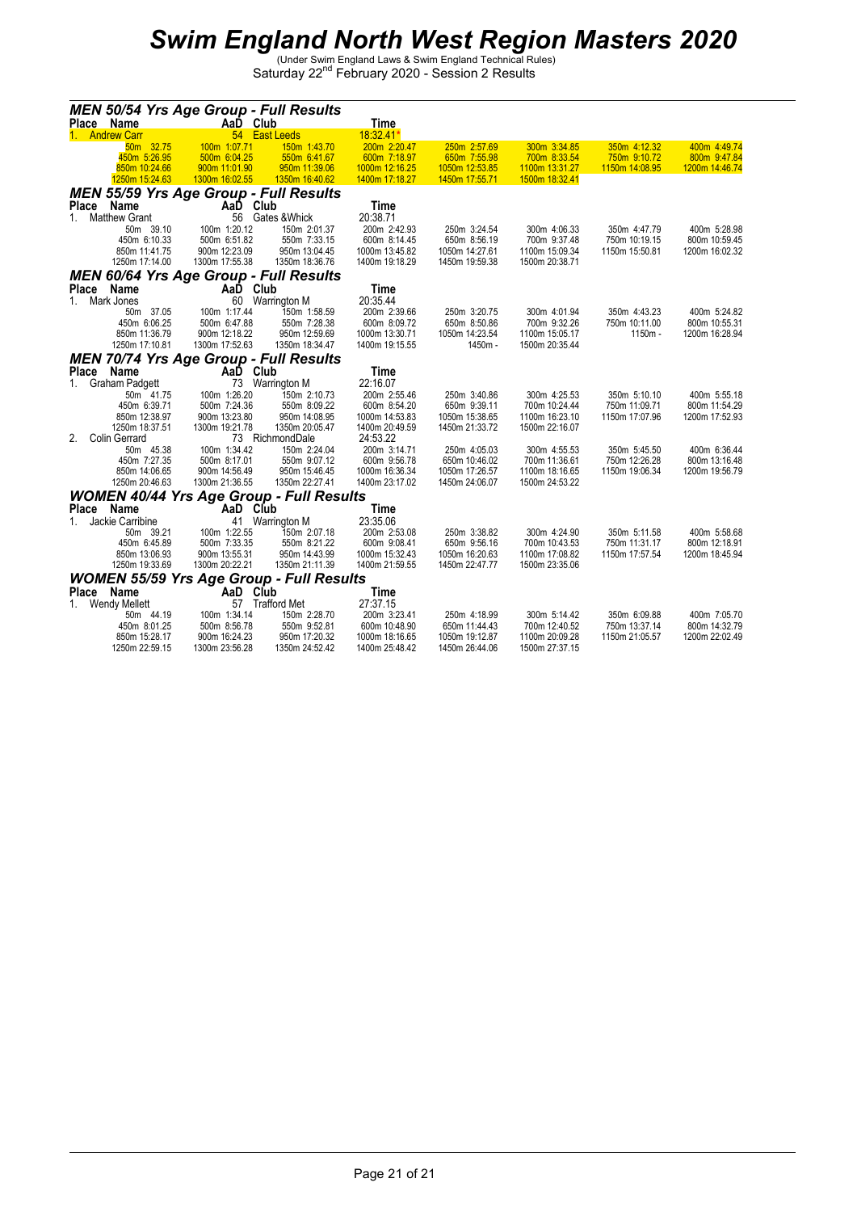# *Swim England North West Region Masters 2020*

(Under Swim England Laws & Swim England Technical Rules)
Saturday 22nd February 2020 - Session 2 Results

## *MEN 50/54 Yrs Age Group - Full Results*

| Place | Name | AaD | Club | Time | | | |
|---|---|---|---|---|---|---|---|
| 1. | Andrew Carr | 54 | East Leeds | 18:32.41* | | | |
| 50m 32.75 | 100m 1:07.71 | 150m 1:43.70 | 200m 2:20.47 | 250m 2:57.69 | 300m 3:34.85 | 350m 4:12.32 | 400m 4:49.74 |
| 450m 5:26.95 | 500m 6:04.25 | 550m 6:41.67 | 600m 7:18.97 | 650m 7:55.98 | 700m 8:33.54 | 750m 9:10.72 | 800m 9:47.84 |
| 850m 10:24.66 | 900m 11:01.90 | 950m 11:39.06 | 1000m 12:16.25 | 1050m 12:53.85 | 1100m 13:31.27 | 1150m 14:08.95 | 1200m 14:46.74 |
| 1250m 15:24.63 | 1300m 16:02.55 | 1350m 16:40.62 | 1400m 17:18.27 | 1450m 17:55.71 | 1500m 18:32.41 | | |

## *MEN 55/59 Yrs Age Group - Full Results*

| Place | Name | AaD | Club | Time | | | |
|---|---|---|---|---|---|---|---|
| 1. | Matthew Grant | 56 | Gates &Whick | 20:38.71 | | | |
| 50m 39.10 | 100m 1:20.12 | 150m 2:01.37 | 200m 2:42.93 | 250m 3:24.54 | 300m 4:06.33 | 350m 4:47.79 | 400m 5:28.98 |
| 450m 6:10.33 | 500m 6:51.82 | 550m 7:33.15 | 600m 8:14.45 | 650m 8:56.19 | 700m 9:37.48 | 750m 10:19.15 | 800m 10:59.45 |
| 850m 11:41.75 | 900m 12:23.09 | 950m 13:04.45 | 1000m 13:45.82 | 1050m 14:27.61 | 1100m 15:09.34 | 1150m 15:50.81 | 1200m 16:02.32 |
| 1250m 17:14.00 | 1300m 17:55.38 | 1350m 18:36.76 | 1400m 19:18.29 | 1450m 19:59.38 | 1500m 20:38.71 | | |

## *MEN 60/64 Yrs Age Group - Full Results*

| Place | Name | AaD | Club | Time | | | |
|---|---|---|---|---|---|---|---|
| 1. | Mark Jones | 60 | Warrington M | 20:35.44 | | | |
| 50m 37.05 | 100m 1:17.44 | 150m 1:58.59 | 200m 2:39.66 | 250m 3:20.75 | 300m 4:01.94 | 350m 4:43.23 | 400m 5:24.82 |
| 450m 6:06.25 | 500m 6:47.88 | 550m 7:28.38 | 600m 8:09.72 | 650m 8:50.86 | 700m 9:32.26 | 750m 10:11.00 | 800m 10:55.31 |
| 850m 11:36.79 | 900m 12:18.22 | 950m 12:59.69 | 1000m 13:30.71 | 1050m 14:23.54 | 1100m 15:05.17 | 1150m - | 1200m 16:28.94 |
| 1250m 17:10.81 | 1300m 17:52.63 | 1350m 18:34.47 | 1400m 19:15.55 | 1450m - | 1500m 20:35.44 | | |

## *MEN 70/74 Yrs Age Group - Full Results*

| Place | Name | AaD | Club | Time | | | |
|---|---|---|---|---|---|---|---|
| 1. | Graham Padgett | 73 | Warrington M | 22:16.07 | | | |
| 50m 41.75 | 100m 1:26.20 | 150m 2:10.73 | 200m 2:55.46 | 250m 3:40.86 | 300m 4:25.53 | 350m 5:10.10 | 400m 5:55.18 |
| 450m 6:39.71 | 500m 7:24.36 | 550m 8:09.22 | 600m 8:54.20 | 650m 9:39.11 | 700m 10:24.44 | 750m 11:09.71 | 800m 11:54.29 |
| 850m 12:38.97 | 900m 13:23.80 | 950m 14:08.95 | 1000m 14:53.83 | 1050m 15:38.65 | 1100m 16:23.10 | 1150m 17:07.96 | 1200m 17:52.93 |
| 1250m 18:37.51 | 1300m 19:21.78 | 1350m 20:05.47 | 1400m 20:49.59 | 1450m 21:33.72 | 1500m 22:16.07 | | |
| 2. | Colin Gerrard | 73 | RichmondDale | 24:53.22 | | | |
| 50m 45.38 | 100m 1:34.42 | 150m 2:24.04 | 200m 3:14.71 | 250m 4:05.03 | 300m 4:55.53 | 350m 5:45.50 | 400m 6:36.44 |
| 450m 7:27.35 | 500m 8:17.01 | 550m 9:07.12 | 600m 9:56.78 | 650m 10:46.02 | 700m 11:36.61 | 750m 12:26.28 | 800m 13:16.48 |
| 850m 14:06.65 | 900m 14:56.49 | 950m 15:46.45 | 1000m 16:36.34 | 1050m 17:26.57 | 1100m 18:16.65 | 1150m 19:06.34 | 1200m 19:56.79 |
| 1250m 20:46.63 | 1300m 21:36.55 | 1350m 22:27.41 | 1400m 23:17.02 | 1450m 24:06.07 | 1500m 24:53.22 | | |

## *WOMEN 40/44 Yrs Age Group - Full Results*

| Place | Name | AaD | Club | Time | | | |
|---|---|---|---|---|---|---|---|
| 1. | Jackie Carribine | 41 | Warrington M | 23:35.06 | | | |
| 50m 39.21 | 100m 1:22.55 | 150m 2:07.18 | 200m 2:53.08 | 250m 3:38.82 | 300m 4:24.90 | 350m 5:11.58 | 400m 5:58.68 |
| 450m 6:45.89 | 500m 7:33.35 | 550m 8:21.22 | 600m 9:08.41 | 650m 9:56.16 | 700m 10:43.53 | 750m 11:31.17 | 800m 12:18.91 |
| 850m 13:06.93 | 900m 13:55.31 | 950m 14:43.99 | 1000m 15:32.43 | 1050m 16:20.63 | 1100m 17:08.82 | 1150m 17:57.54 | 1200m 18:45.94 |
| 1250m 19:33.69 | 1300m 20:22.21 | 1350m 21:11.39 | 1400m 21:59.55 | 1450m 22:47.77 | 1500m 23:35.06 | | |

## *WOMEN 55/59 Yrs Age Group - Full Results*

| Place | Name | AaD | Club | Time | | | |
|---|---|---|---|---|---|---|---|
| 1. | Wendy Mellett | 57 | Trafford Met | 27:37.15 | | | |
| 50m 44.19 | 100m 1:34.14 | 150m 2:28.70 | 200m 3:23.41 | 250m 4:18.99 | 300m 5:14.42 | 350m 6:09.88 | 400m 7:05.70 |
| 450m 8:01.25 | 500m 8:56.78 | 550m 9:52.81 | 600m 10:48.90 | 650m 11:44.43 | 700m 12:40.52 | 750m 13:37.14 | 800m 14:32.79 |
| 850m 15:28.17 | 900m 16:24.23 | 950m 17:20.32 | 1000m 18:16.65 | 1050m 19:12.87 | 1100m 20:09.28 | 1150m 21:05.57 | 1200m 22:02.49 |
| 1250m 22:59.15 | 1300m 23:56.28 | 1350m 24:52.42 | 1400m 25:48.42 | 1450m 26:44.06 | 1500m 27:37.15 | | |